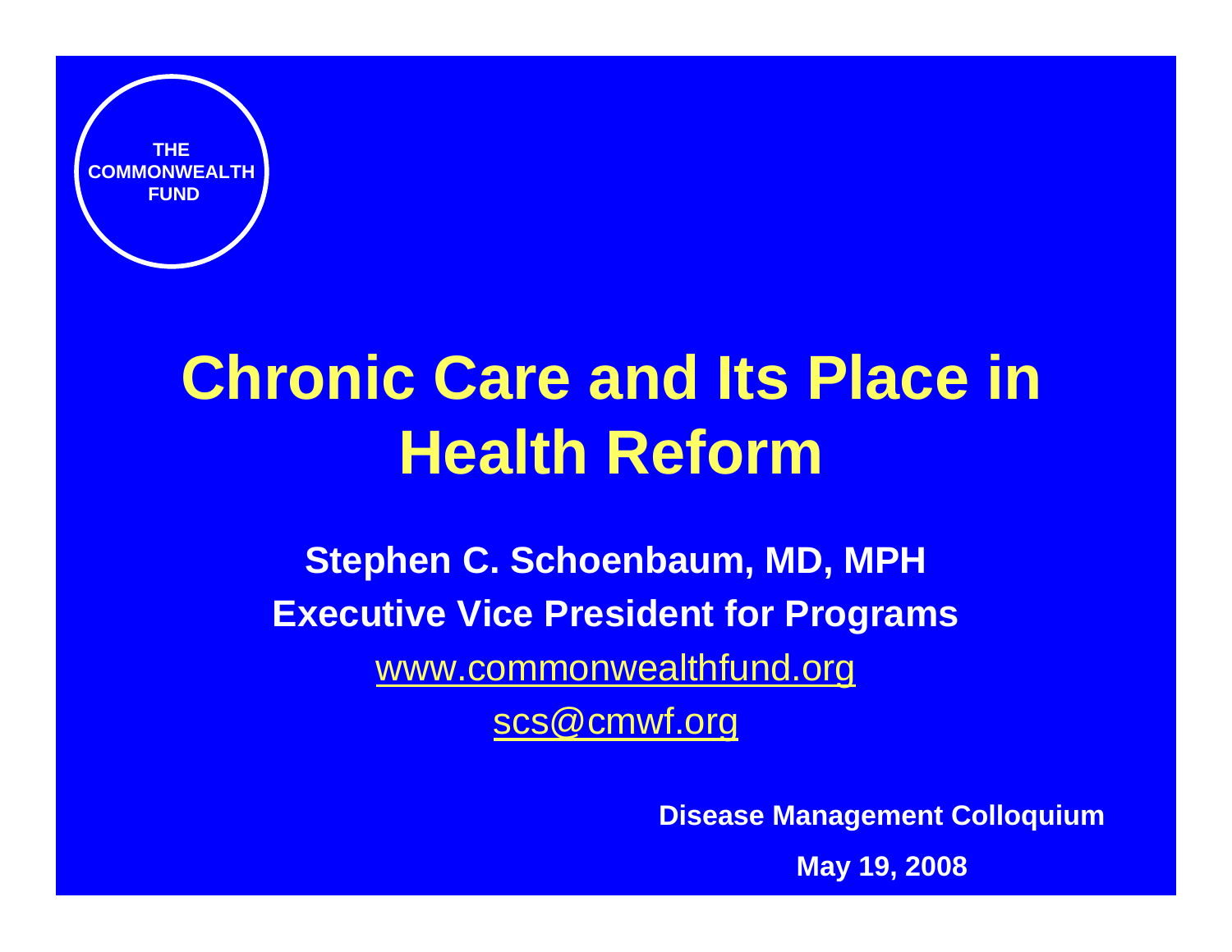THE COMMONWEALTH FUND

# Chronic Care and Its Place in Health Reform

**Stephen C. Schoenbaum, MD, MPH**

**Executive Vice President for Programs**

www.commonwealthfund.org

scs@cmwf.org

**Disease Management Colloquium**

**May 19, 2008**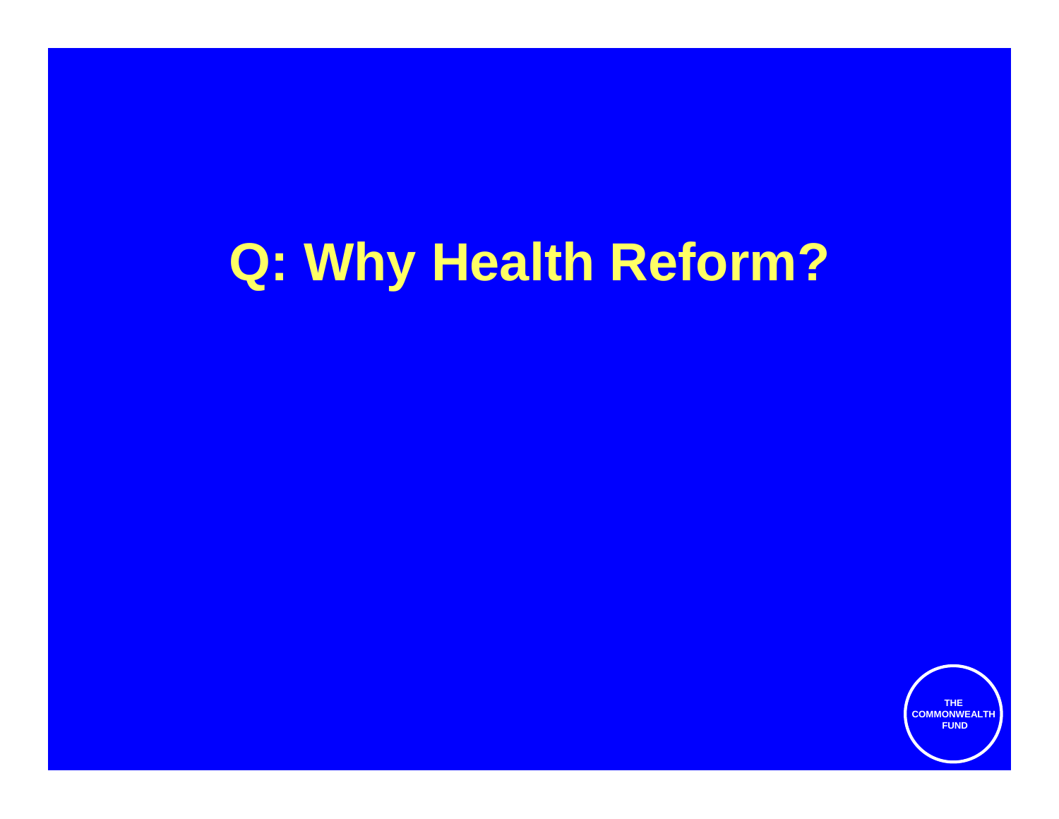# Q: Why Health Reform?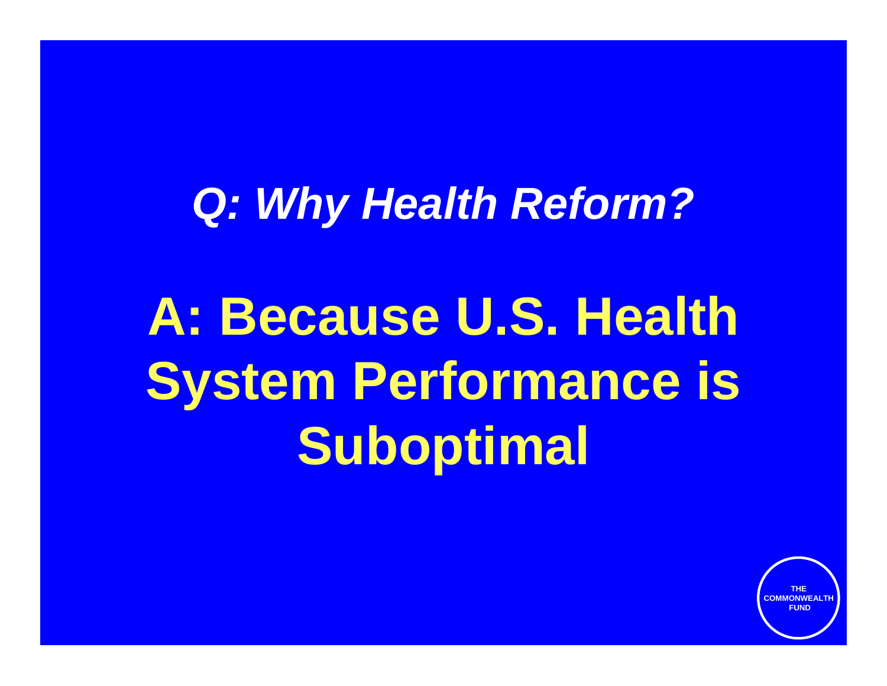## *Q: Why Health Reform?*

# A: Because U.S. Health System Performance is Suboptimal

THE COMMONWEALTH FUND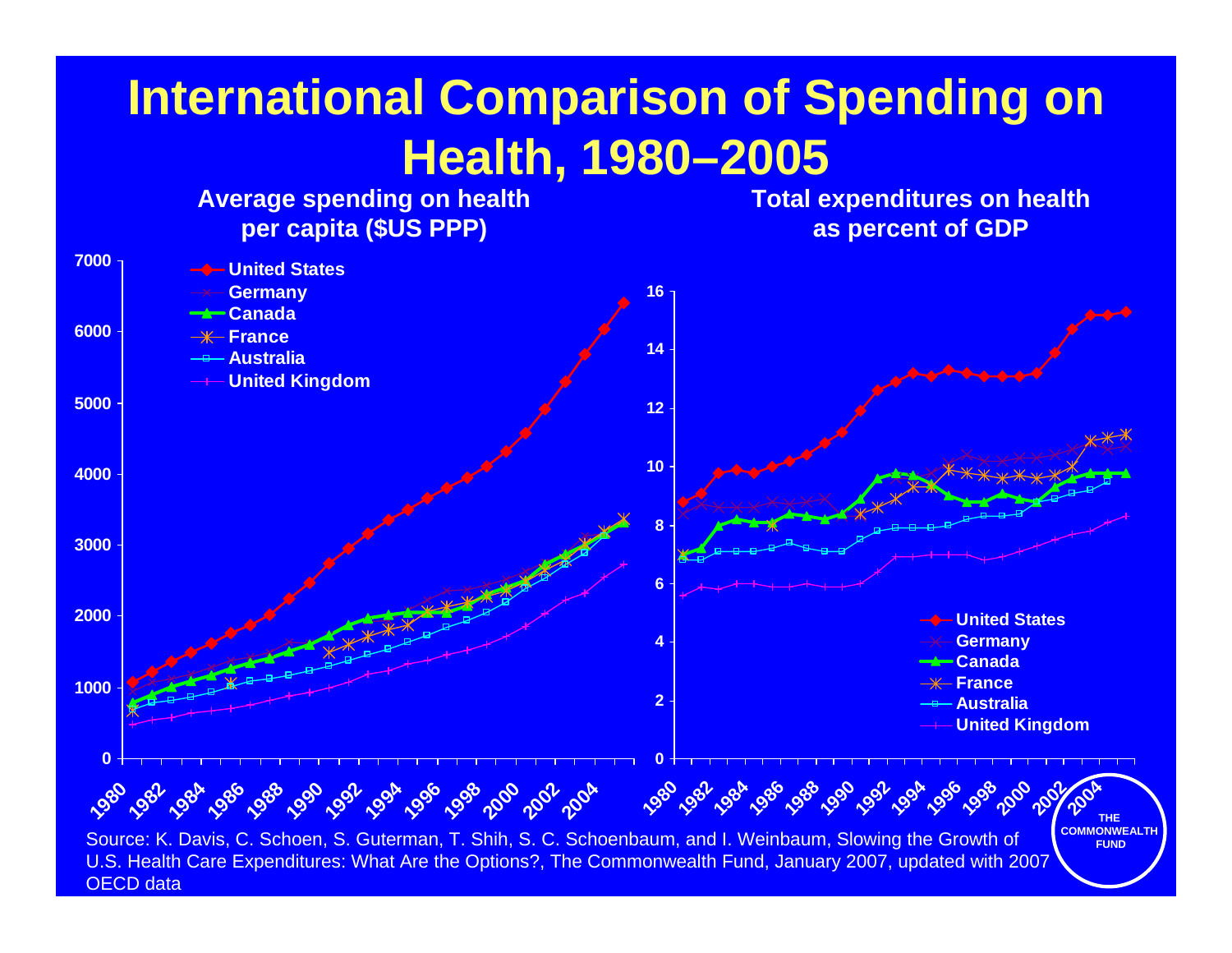# International Comparison of Spending on Health, 1980–2005

**Average spending on health per capita ($US PPP)**

**Total expenditures on health as percent of GDP**

Source: K. Davis, C. Schoen, S. Guterman, T. Shih, S. C. Schoenbaum, and I. Weinbaum, Slowing the Growth of U.S. Health Care Expenditures: What Are the Options?, The Commonwealth Fund, January 2007, updated with 2007 OECD data

THE COMMONWEALTH FUND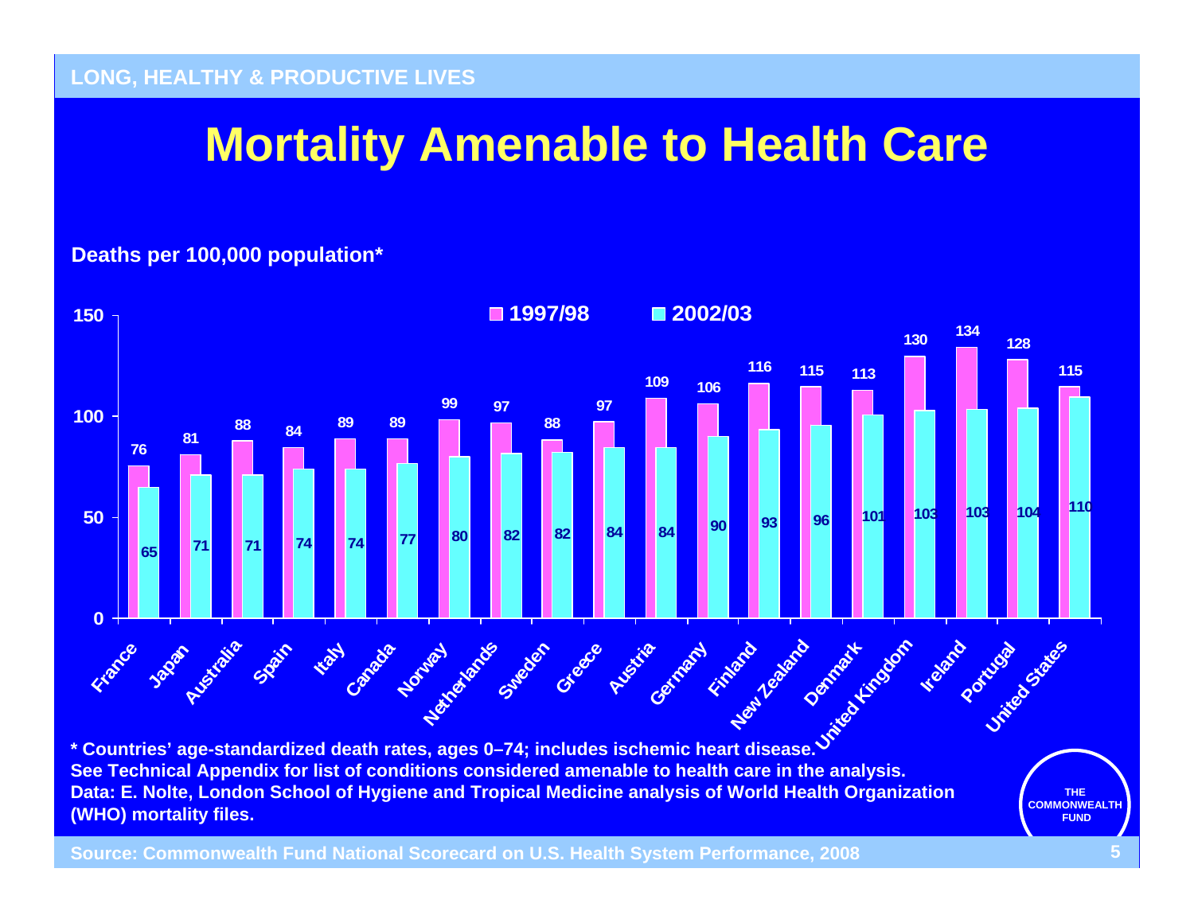LONG, HEALTHY & PRODUCTIVE LIVES

# Mortality Amenable to Health Care

Deaths per 100,000 population*

| Country | 1997/98 | 2002/03 |
|---|---|---|
| France | 76 | 65 |
| Japan | 81 | 71 |
| Australia | 88 | 71 |
| Spain | 84 | 74 |
| Italy | 89 | 74 |
| Canada | 89 | 77 |
| Norway | 99 | 80 |
| Netherlands | 97 | 82 |
| Sweden | 88 | 82 |
| Greece | 97 | 84 |
| Austria | 109 | 84 |
| Germany | 106 | 90 |
| Finland | 116 | 93 |
| New Zealand | 115 | 96 |
| Denmark | 113 | 101 |
| United Kingdom | 130 | 103 |
| Ireland | 134 | 103 |
| Portugal | 128 | 104 |
| United States | 115 | 110 |

\* Countries' age-standardized death rates, ages 0–74; includes ischemic heart disease.
See Technical Appendix for list of conditions considered amenable to health care in the analysis.
Data: E. Nolte, London School of Hygiene and Tropical Medicine analysis of World Health Organization (WHO) mortality files.

Source: Commonwealth Fund National Scorecard on U.S. Health System Performance, 2008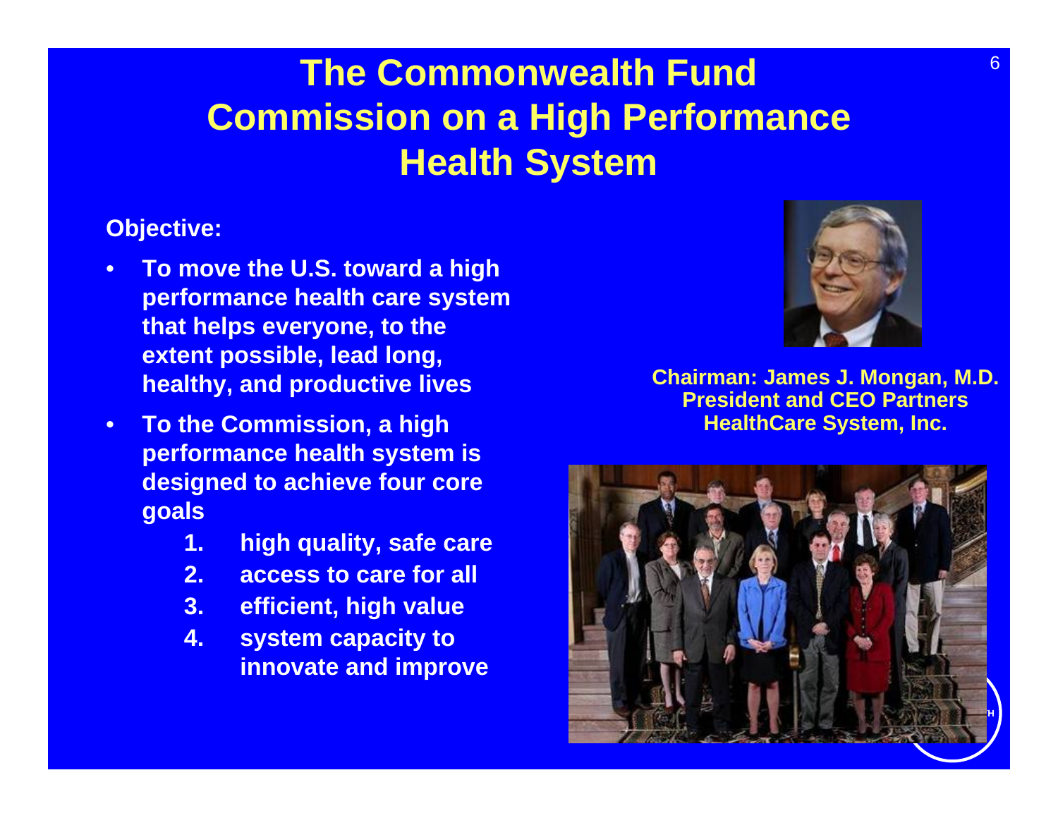# The Commonwealth Fund Commission on a High Performance Health System

**Objective:**

- **To move the U.S. toward a high performance health care system that helps everyone, to the extent possible, lead long, healthy, and productive lives**
- **To the Commission, a high performance health system is designed to achieve four core goals**
  1. **high quality, safe care**
  2. **access to care for all**
  3. **efficient, high value**
  4. **system capacity to innovate and improve**

**Chairman: James J. Mongan, M.D.**
**President and CEO Partners HealthCare System, Inc.**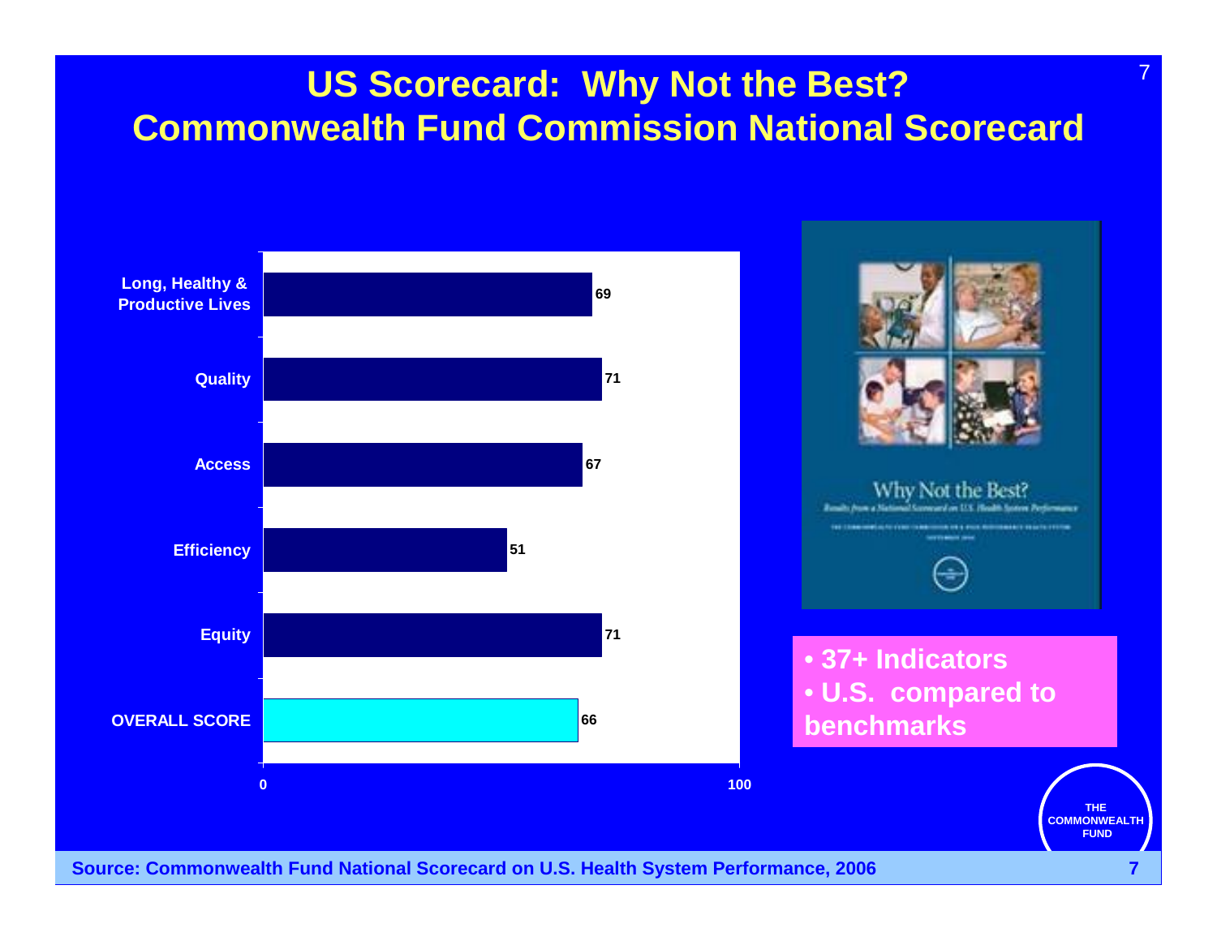# US Scorecard: Why Not the Best?
# Commonwealth Fund Commission National Scorecard

| Dimension | Score |
| --- | --- |
| Long, Healthy & Productive Lives | 69 |
| Quality | 71 |
| Access | 67 |
| Efficiency | 51 |
| Equity | 71 |
| OVERALL SCORE | 66 |

Why Not the Best?
*Results from a National Scorecard on U.S. Health System Performance*

- **37+ Indicators**
- **U.S. compared to benchmarks**

**Source: Commonwealth Fund National Scorecard on U.S. Health System Performance, 2006**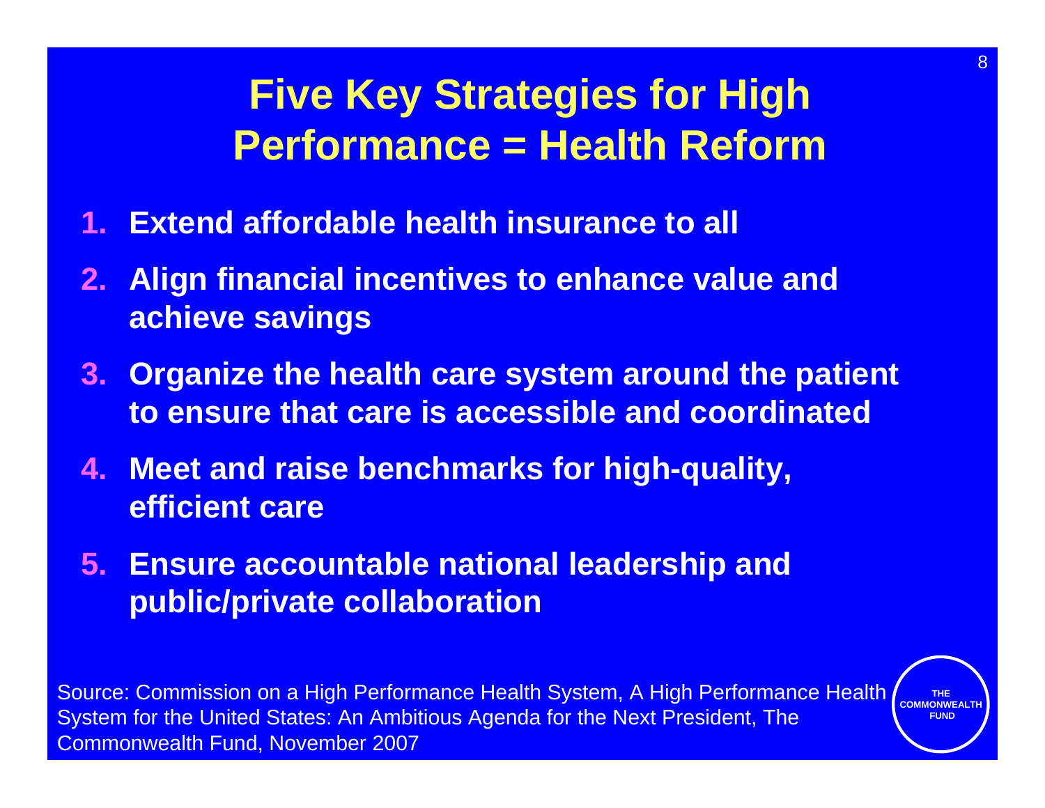# Five Key Strategies for High Performance = Health Reform

1. **Extend affordable health insurance to all**
2. **Align financial incentives to enhance value and achieve savings**
3. **Organize the health care system around the patient to ensure that care is accessible and coordinated**
4. **Meet and raise benchmarks for high-quality, efficient care**
5. **Ensure accountable national leadership and public/private collaboration**

Source: Commission on a High Performance Health System, A High Performance Health System for the United States: An Ambitious Agenda for the Next President, The Commonwealth Fund, November 2007

THE COMMONWEALTH FUND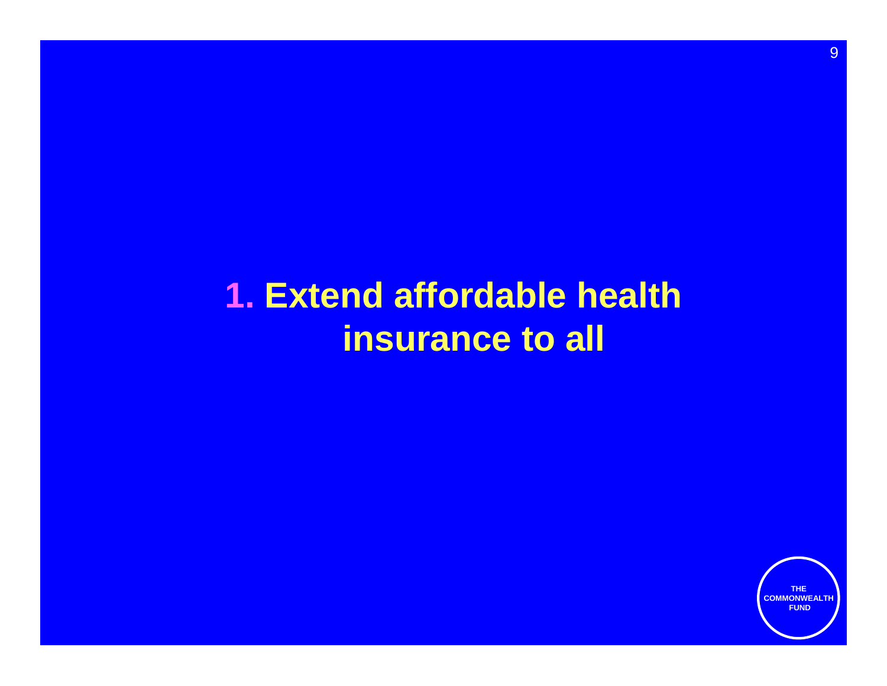# 1. Extend affordable health insurance to all

THE COMMONWEALTH FUND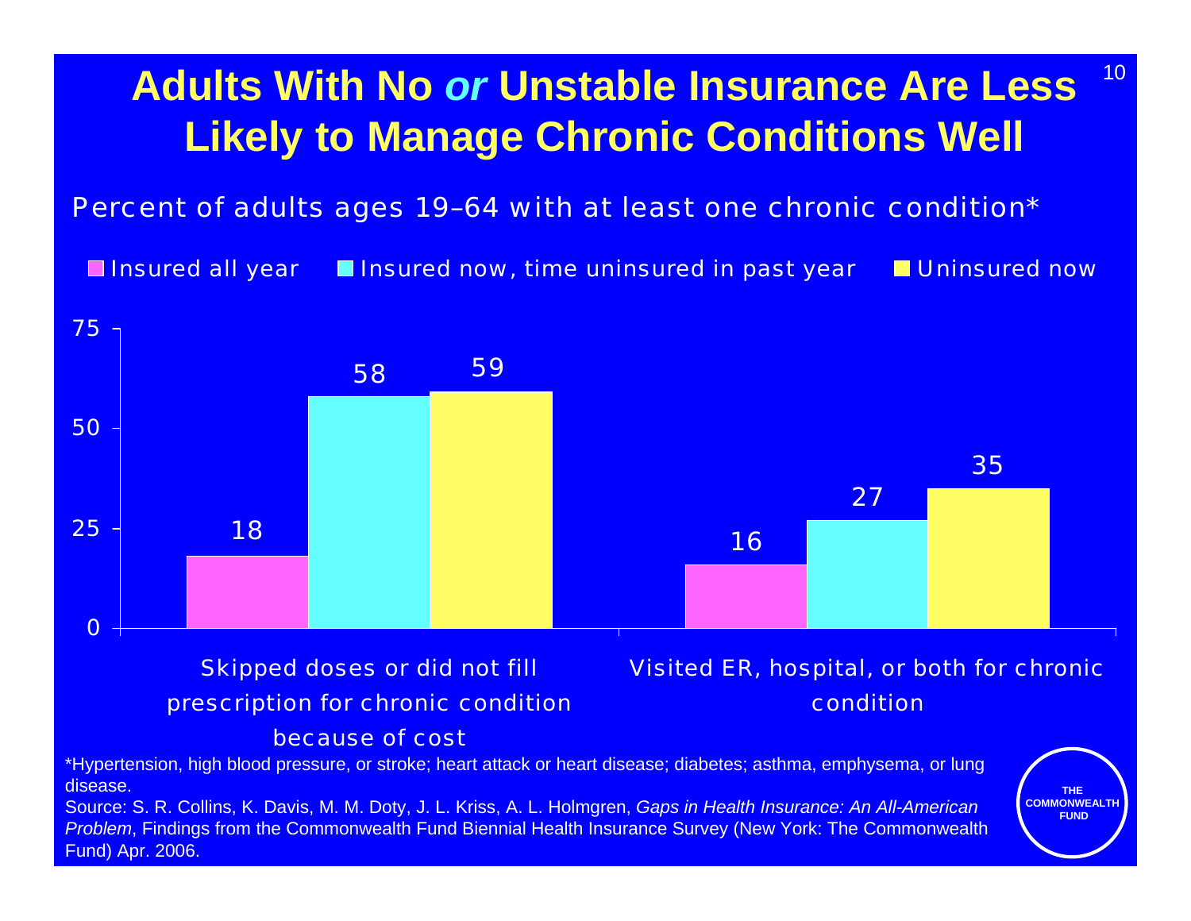# Adults With No *or* Unstable Insurance Are Less Likely to Manage Chronic Conditions Well

Percent of adults ages 19–64 with at least one chronic condition*

| | Insured all year | Insured now, time uninsured in past year | Uninsured now |
| --- | --- | --- | --- |
| Skipped doses or did not fill prescription for chronic condition because of cost | 18 | 58 | 59 |
| Visited ER, hospital, or both for chronic condition | 16 | 27 | 35 |

*Hypertension, high blood pressure, or stroke; heart attack or heart disease; diabetes; asthma, emphysema, or lung disease.

Source: S. R. Collins, K. Davis, M. M. Doty, J. L. Kriss, A. L. Holmgren, *Gaps in Health Insurance: An All-American Problem*, Findings from the Commonwealth Fund Biennial Health Insurance Survey (New York: The Commonwealth Fund) Apr. 2006.

THE COMMONWEALTH FUND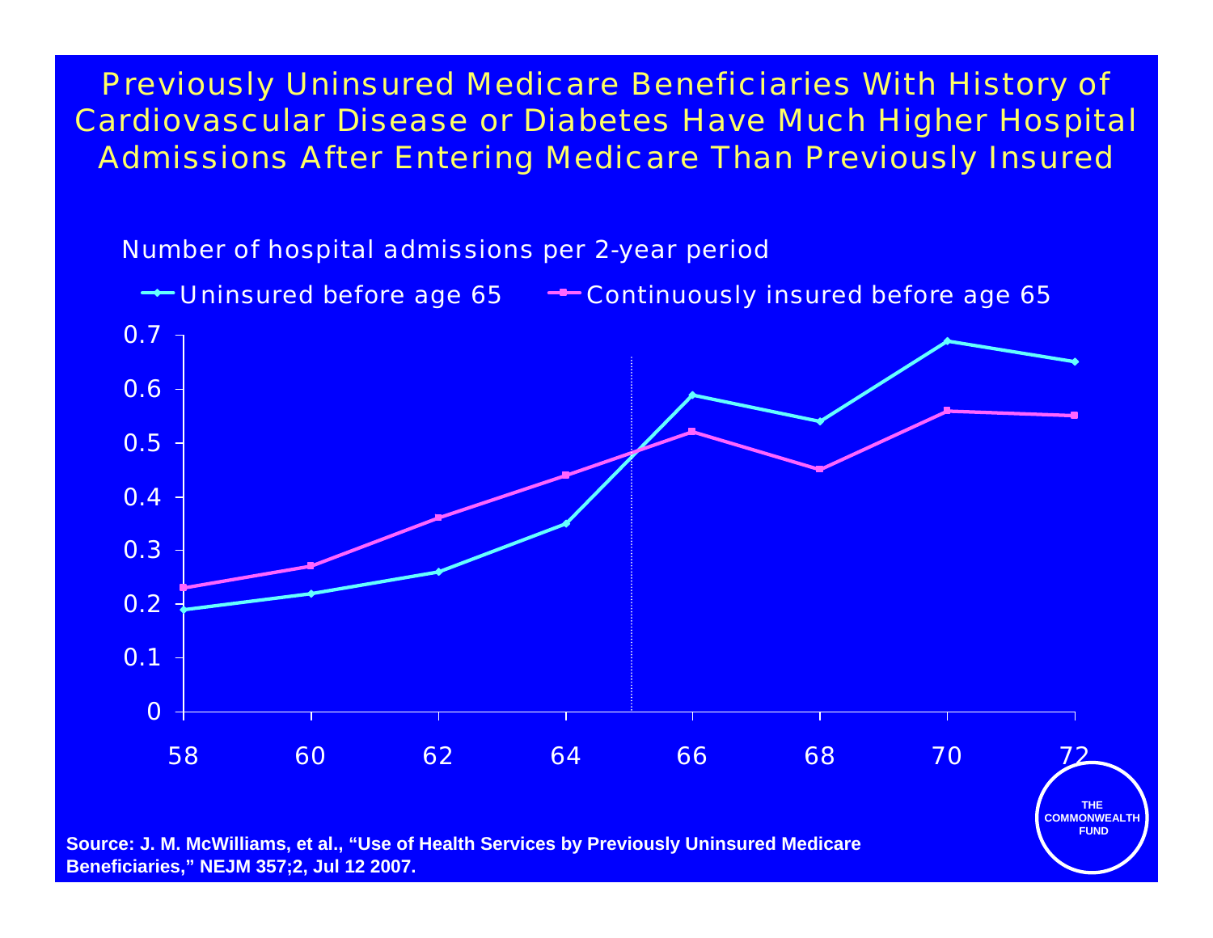# Previously Uninsured Medicare Beneficiaries With History of Cardiovascular Disease or Diabetes Have Much Higher Hospital Admissions After Entering Medicare Than Previously Insured

Number of hospital admissions per 2-year period

| Age | Uninsured before age 65 | Continuously insured before age 65 |
|---|---|---|
| 58 | 0.19 | 0.23 |
| 60 | 0.22 | 0.27 |
| 62 | 0.26 | 0.36 |
| 64 | 0.35 | 0.44 |
| 66 | 0.59 | 0.52 |
| 68 | 0.54 | 0.45 |
| 70 | 0.69 | 0.56 |
| 72 | 0.65 | 0.55 |

**Source: J. M. McWilliams, et al., "Use of Health Services by Previously Uninsured Medicare Beneficiaries," NEJM 357;2, Jul 12 2007.**

THE COMMONWEALTH FUND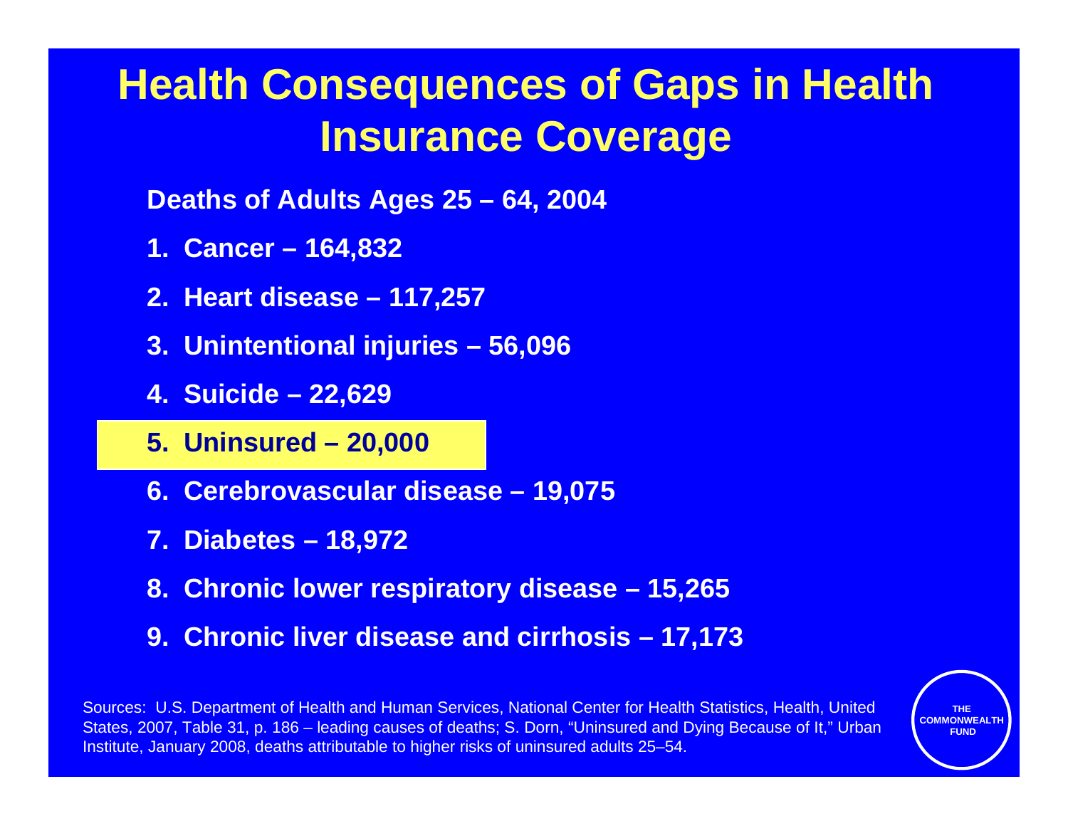# Health Consequences of Gaps in Health Insurance Coverage

**Deaths of Adults Ages 25 – 64, 2004**

1. **Cancer – 164,832**
2. **Heart disease – 117,257**
3. **Unintentional injuries – 56,096**
4. **Suicide – 22,629**
5. **Uninsured – 20,000**
6. **Cerebrovascular disease – 19,075**
7. **Diabetes – 18,972**
8. **Chronic lower respiratory disease – 15,265**
9. **Chronic liver disease and cirrhosis – 17,173**

Sources: U.S. Department of Health and Human Services, National Center for Health Statistics, Health, United States, 2007, Table 31, p. 186 – leading causes of deaths; S. Dorn, "Uninsured and Dying Because of It," Urban Institute, January 2008, deaths attributable to higher risks of uninsured adults 25–54.

THE COMMONWEALTH FUND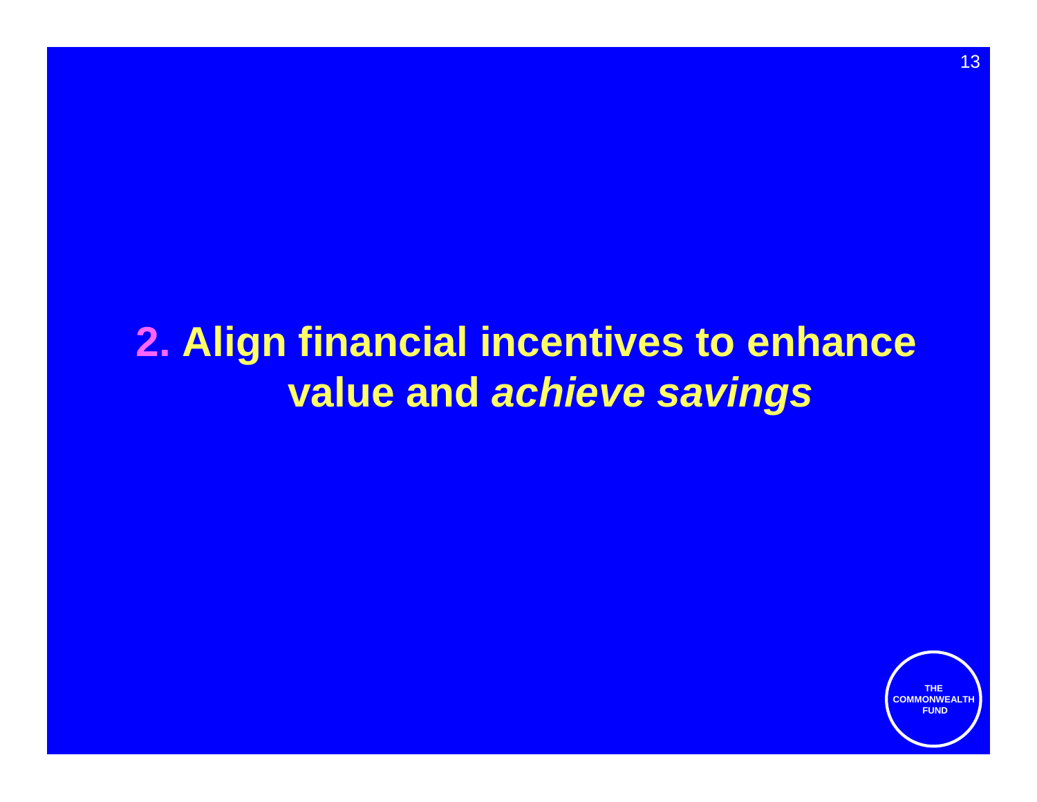# 2. Align financial incentives to enhance value and *achieve savings*

THE COMMONWEALTH FUND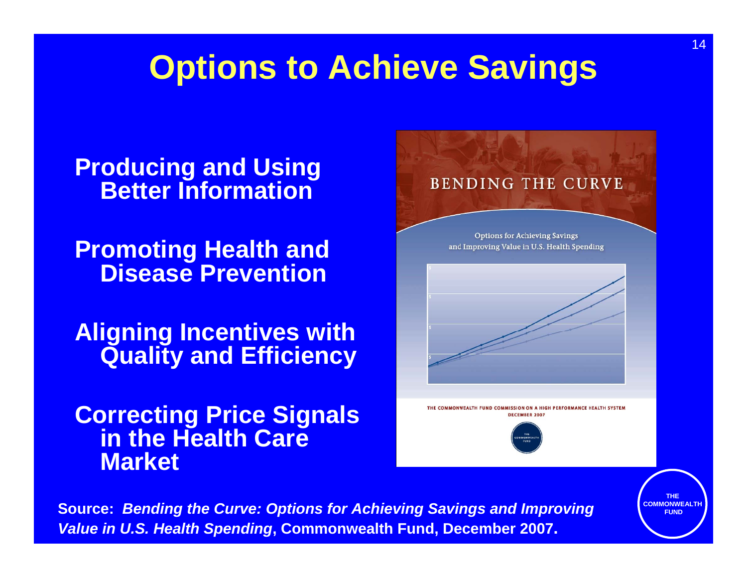# Options to Achieve Savings

**Producing and Using Better Information**

**Promoting Health and Disease Prevention**

**Aligning Incentives with Quality and Efficiency**

**Correcting Price Signals in the Health Care Market**

BENDING THE CURVE

Options for Achieving Savings and Improving Value in U.S. Health Spending

THE COMMONWEALTH FUND COMMISSION ON A HIGH PERFORMANCE HEALTH SYSTEM
DECEMBER 2007

**Source:** ***Bending the Curve: Options for Achieving Savings and Improving Value in U.S. Health Spending*****, Commonwealth Fund, December 2007.**

THE COMMONWEALTH FUND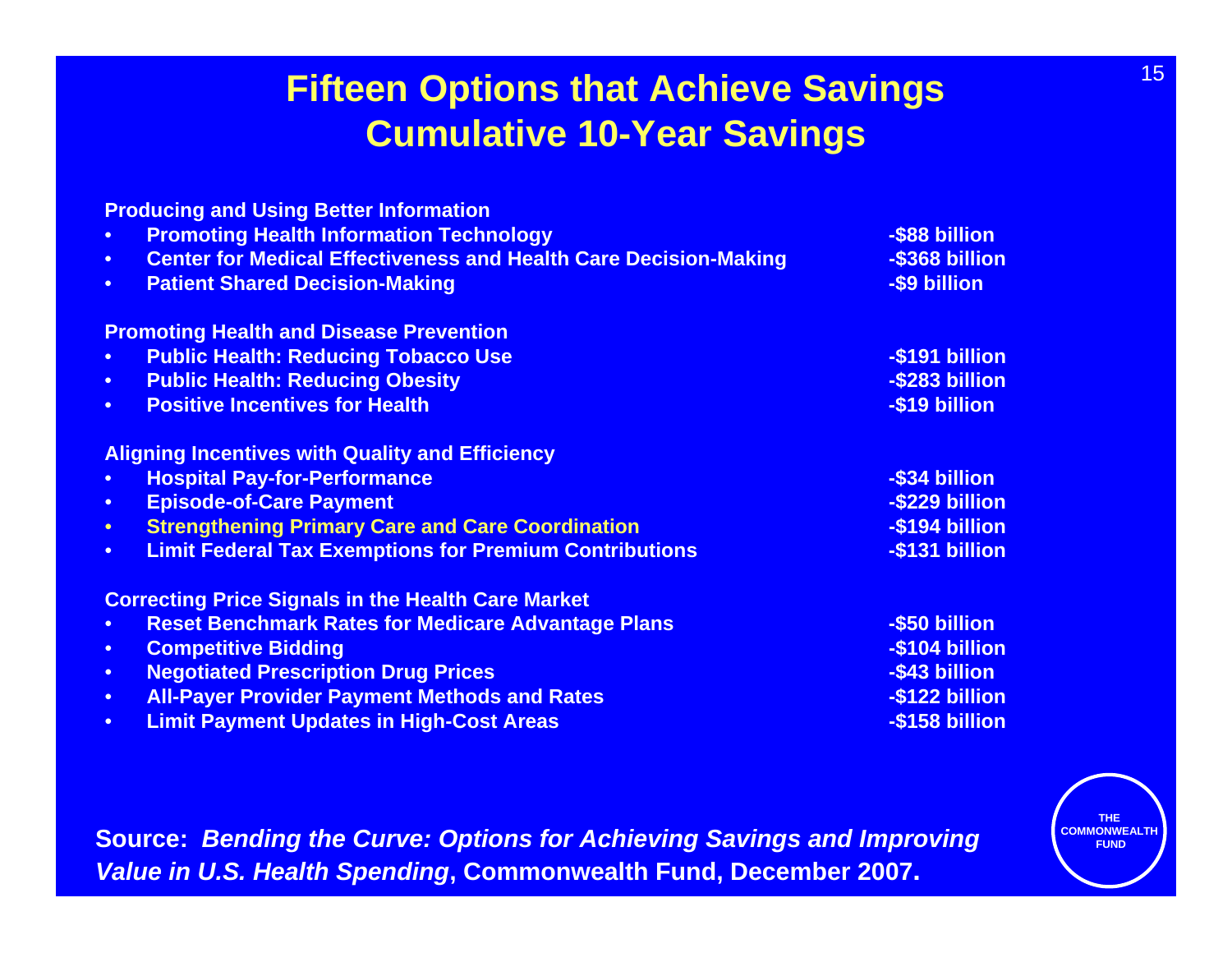# Fifteen Options that Achieve Savings
# Cumulative 10-Year Savings

**Producing and Using Better Information**

| Option | Savings |
|---|---|
| Promoting Health Information Technology | -$88 billion |
| Center for Medical Effectiveness and Health Care Decision-Making | -$368 billion |
| Patient Shared Decision-Making | -$9 billion |

**Promoting Health and Disease Prevention**

| Option | Savings |
|---|---|
| Public Health: Reducing Tobacco Use | -$191 billion |
| Public Health: Reducing Obesity | -$283 billion |
| Positive Incentives for Health | -$19 billion |

**Aligning Incentives with Quality and Efficiency**

| Option | Savings |
|---|---|
| Hospital Pay-for-Performance | -$34 billion |
| Episode-of-Care Payment | -$229 billion |
| Strengthening Primary Care and Care Coordination | -$194 billion |
| Limit Federal Tax Exemptions for Premium Contributions | -$131 billion |

**Correcting Price Signals in the Health Care Market**

| Option | Savings |
|---|---|
| Reset Benchmark Rates for Medicare Advantage Plans | -$50 billion |
| Competitive Bidding | -$104 billion |
| Negotiated Prescription Drug Prices | -$43 billion |
| All-Payer Provider Payment Methods and Rates | -$122 billion |
| Limit Payment Updates in High-Cost Areas | -$158 billion |

**Source:** ***Bending the Curve: Options for Achieving Savings and Improving Value in U.S. Health Spending*****, Commonwealth Fund, December 2007.**

THE COMMONWEALTH FUND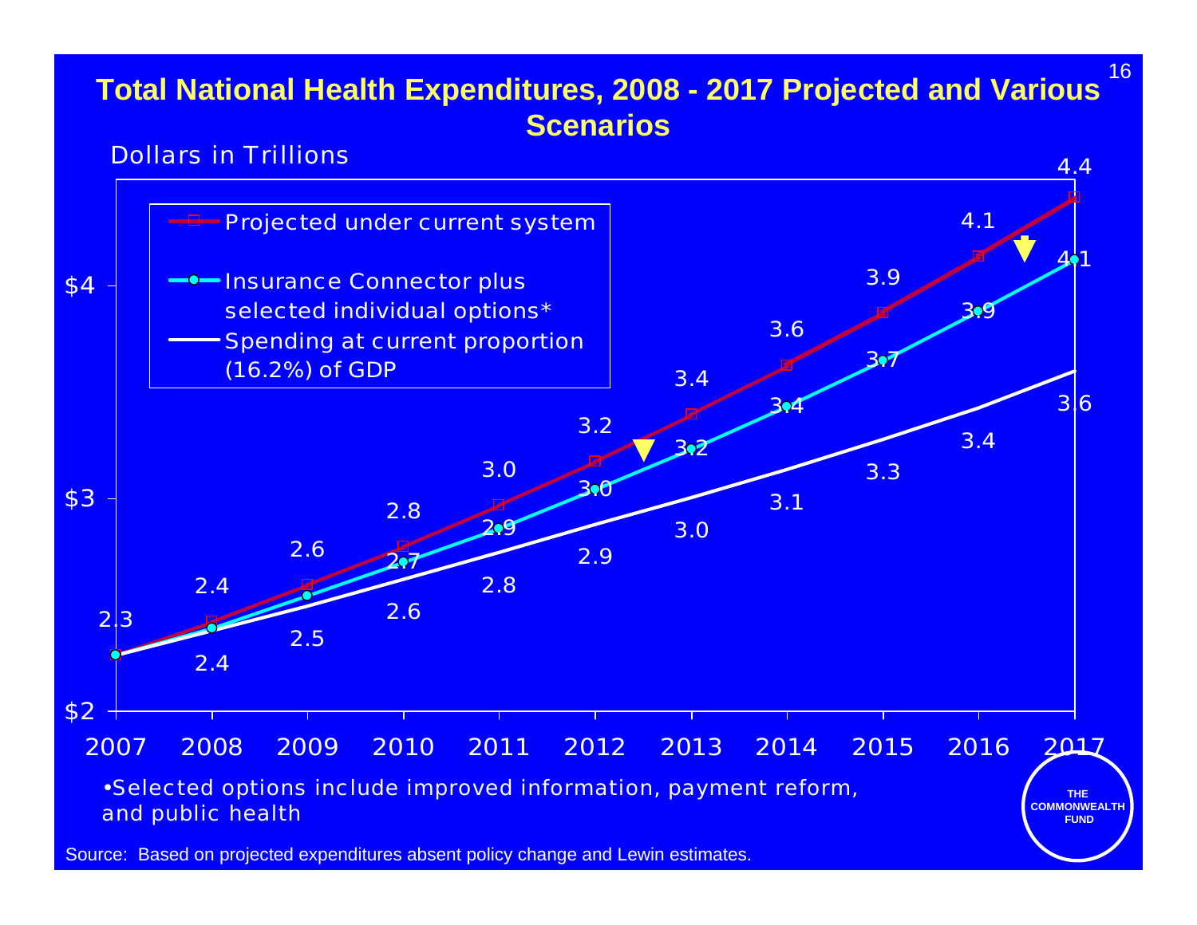# Total National Health Expenditures, 2008 - 2017 Projected and Various Scenarios

Dollars in Trillions

| Year | Projected under current system | Insurance Connector plus selected individual options* | Spending at current proportion (16.2%) of GDP |
|---|---|---|---|
| 2007 | 2.3 | 2.3 | 2.3 |
| 2008 | 2.4 | 2.4 | 2.4 |
| 2009 | 2.6 | | 2.5 |
| 2010 | 2.8 | 2.7 | 2.6 |
| 2011 | 3.0 | 2.9 | 2.8 |
| 2012 | 3.2 | 3.0 | 2.9 |
| 2013 | 3.4 | 3.2 | 3.0 |
| 2014 | 3.6 | 3.4 | 3.1 |
| 2015 | 3.9 | 3.7 | 3.3 |
| 2016 | 4.1 | 3.9 | 3.4 |
| 2017 | 4.4 | 4.1 | 3.6 |

•Selected options include improved information, payment reform, and public health

Source: Based on projected expenditures absent policy change and Lewin estimates.

THE COMMONWEALTH FUND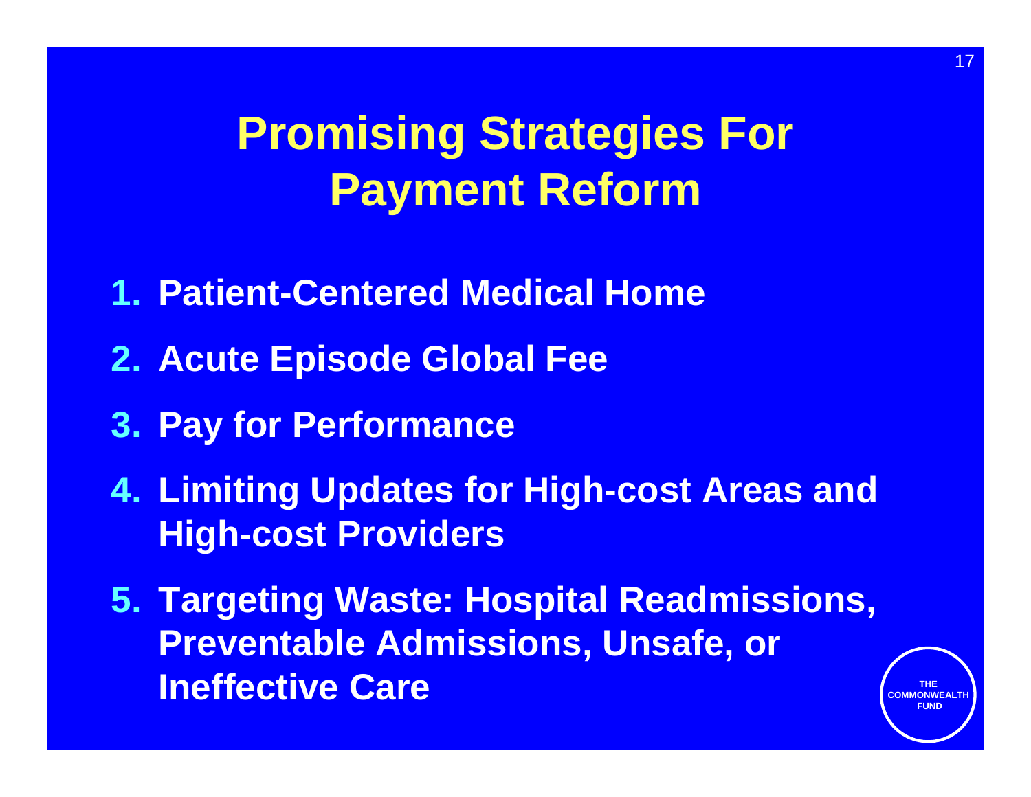# Promising Strategies For Payment Reform

1. **Patient-Centered Medical Home**
2. **Acute Episode Global Fee**
3. **Pay for Performance**
4. **Limiting Updates for High-cost Areas and High-cost Providers**
5. **Targeting Waste: Hospital Readmissions, Preventable Admissions, Unsafe, or Ineffective Care**

THE COMMONWEALTH FUND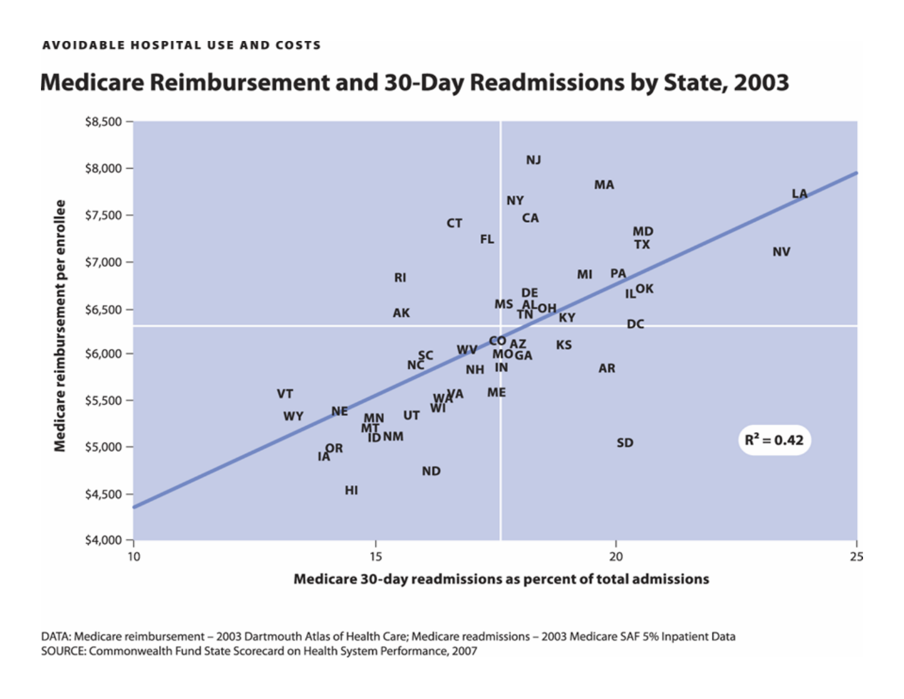AVOIDABLE HOSPITAL USE AND COSTS

## Medicare Reimbursement and 30-Day Readmissions by State, 2003

DATA: Medicare reimbursement – 2003 Dartmouth Atlas of Health Care; Medicare readmissions – 2003 Medicare SAF 5% Inpatient Data
SOURCE: Commonwealth Fund State Scorecard on Health System Performance, 2007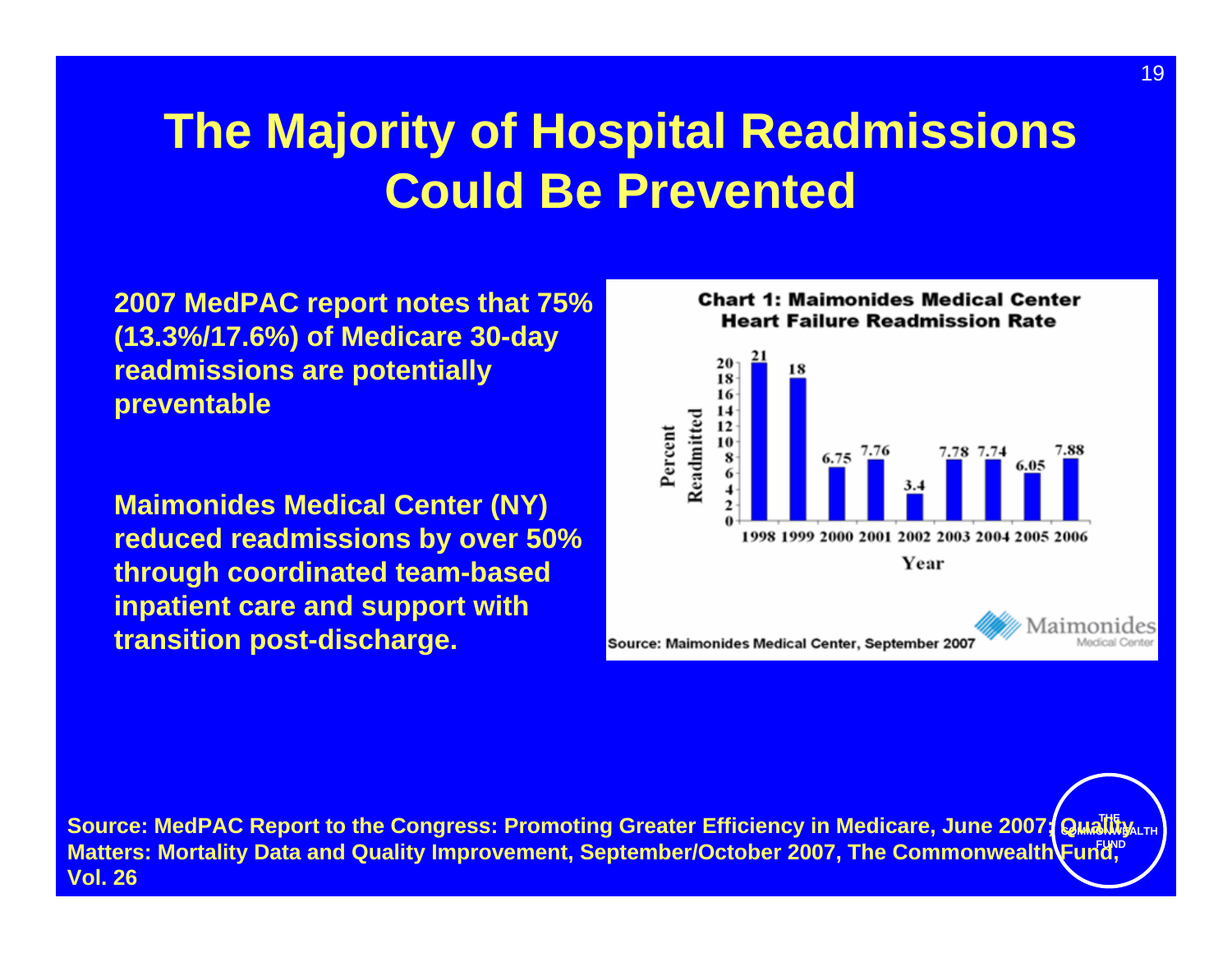# The Majority of Hospital Readmissions Could Be Prevented

**2007 MedPAC report notes that 75% (13.3%/17.6%) of Medicare 30-day readmissions are potentially preventable**

**Maimonides Medical Center (NY) reduced readmissions by over 50% through coordinated team-based inpatient care and support with transition post-discharge.**

**Chart 1: Maimonides Medical Center Heart Failure Readmission Rate**

| Year | Percent Readmitted |
|---|---|
| 1998 | 21 |
| 1999 | 18 |
| 2000 | 6.75 |
| 2001 | 7.76 |
| 2002 | 3.4 |
| 2003 | 7.78 |
| 2004 | 7.74 |
| 2005 | 6.05 |
| 2006 | 7.88 |

Source: Maimonides Medical Center, September 2007

**Source: MedPAC Report to the Congress: Promoting Greater Efficiency in Medicare, June 2007; Quality Matters: Mortality Data and Quality Improvement, September/October 2007, The Commonwealth Fund, Vol. 26**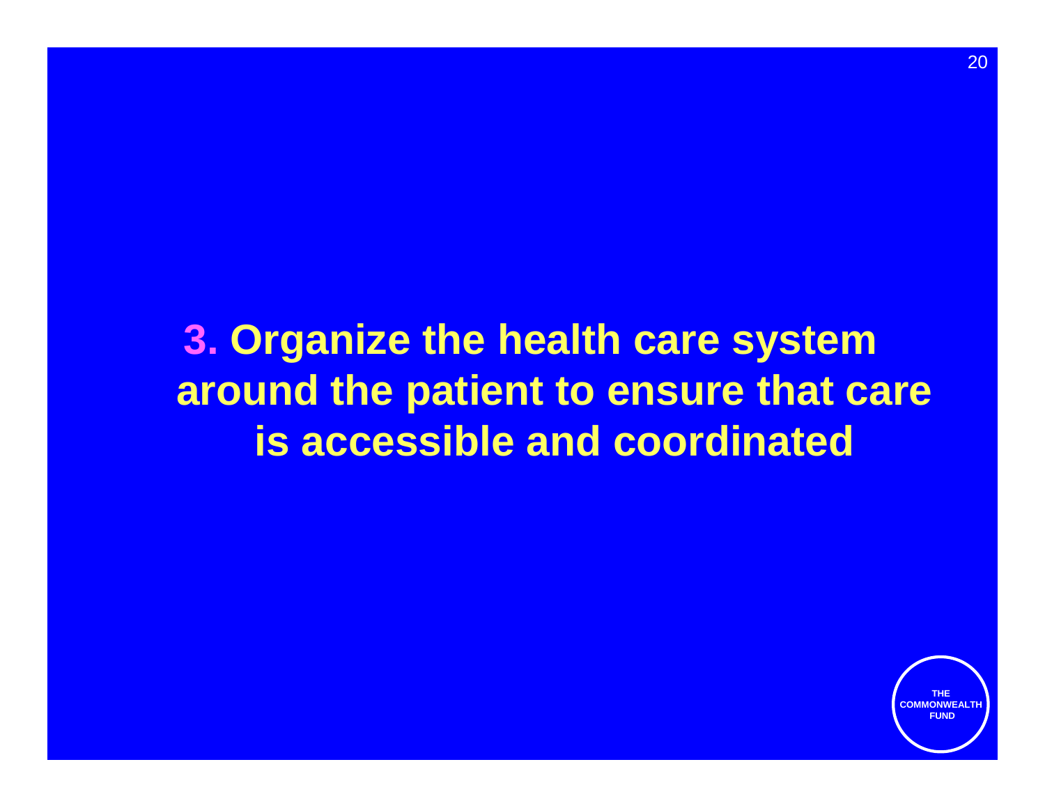# 3. Organize the health care system around the patient to ensure that care is accessible and coordinated

THE COMMONWEALTH FUND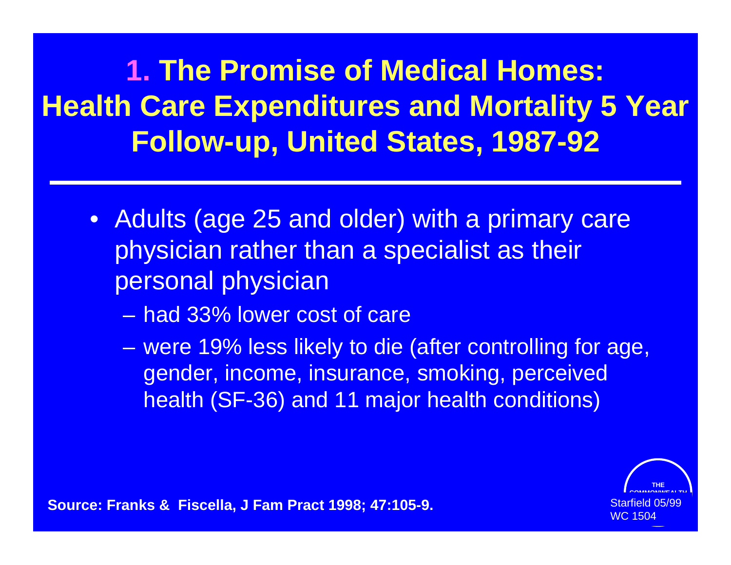# 1. The Promise of Medical Homes: Health Care Expenditures and Mortality 5 Year Follow-up, United States, 1987-92

- Adults (age 25 and older) with a primary care physician rather than a specialist as their personal physician
  - had 33% lower cost of care
  - were 19% less likely to die (after controlling for age, gender, income, insurance, smoking, perceived health (SF-36) and 11 major health conditions)

**Source: Franks & Fiscella, J Fam Pract 1998; 47:105-9.**

Starfield 05/99
WC 1504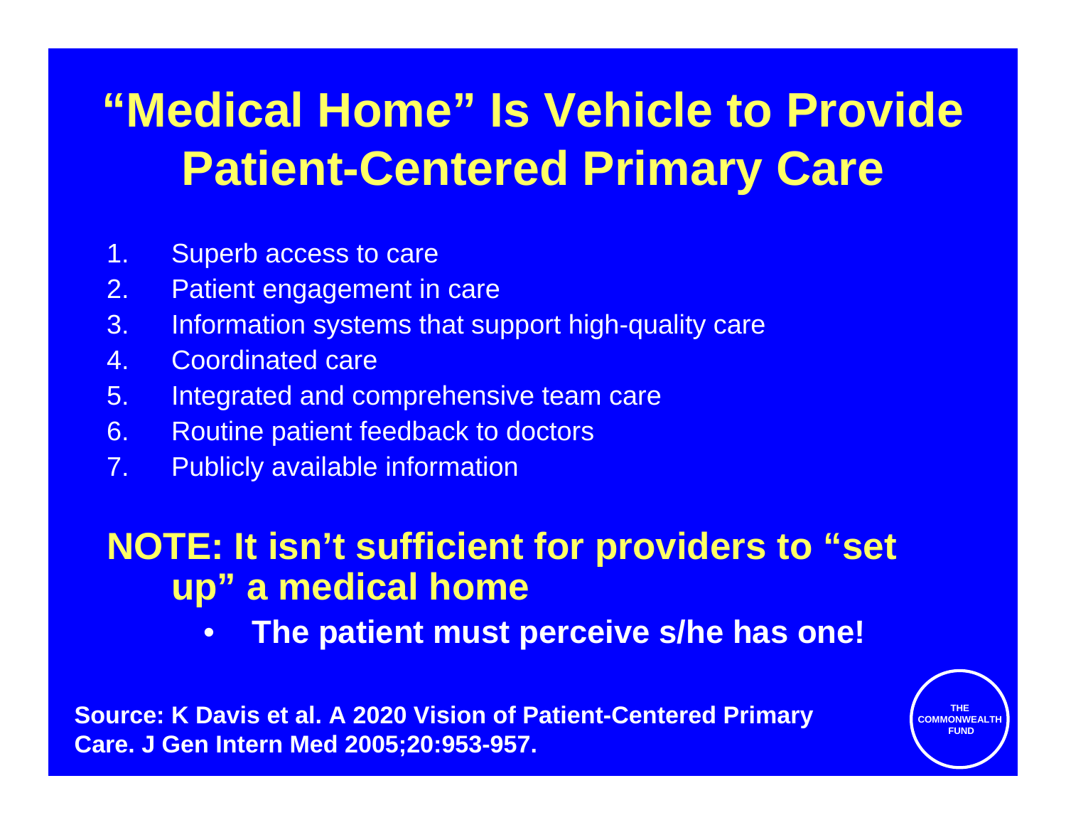# "Medical Home" Is Vehicle to Provide Patient-Centered Primary Care

1. Superb access to care
2. Patient engagement in care
3. Information systems that support high-quality care
4. Coordinated care
5. Integrated and comprehensive team care
6. Routine patient feedback to doctors
7. Publicly available information

**NOTE: It isn't sufficient for providers to "set up" a medical home**

- **The patient must perceive s/he has one!**

**Source: K Davis et al. A 2020 Vision of Patient-Centered Primary Care. J Gen Intern Med 2005;20:953-957.**

THE COMMONWEALTH FUND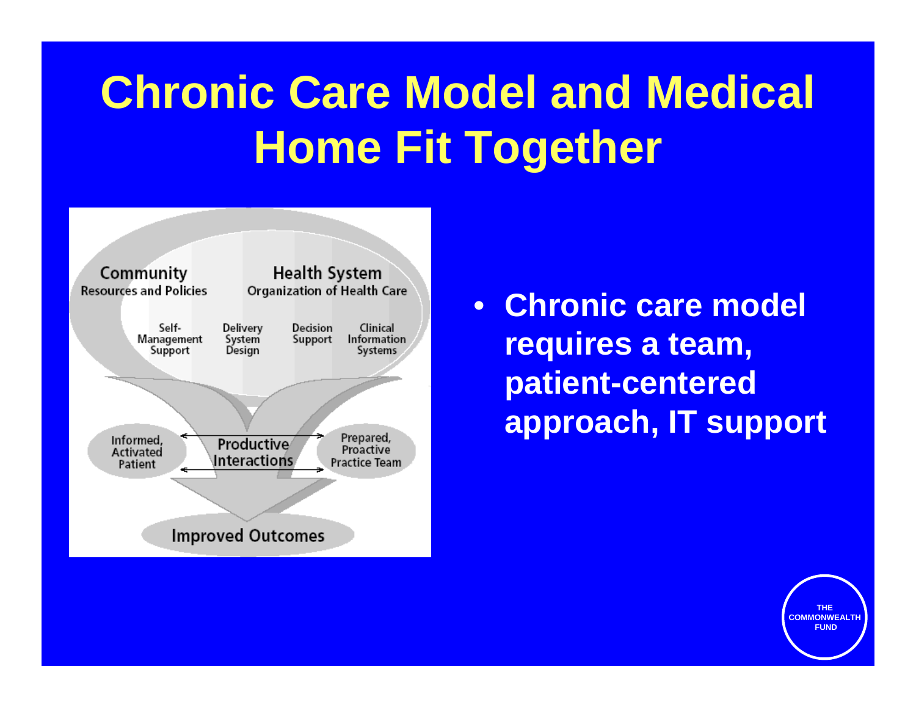# Chronic Care Model and Medical Home Fit Together

Community
Resources and Policies

Health System
Organization of Health Care

Self-Management Support

Delivery System Design

Decision Support

Clinical Information Systems

Informed, Activated Patient

Productive Interactions

Prepared, Proactive Practice Team

Improved Outcomes

- Chronic care model requires a team, patient-centered approach, IT support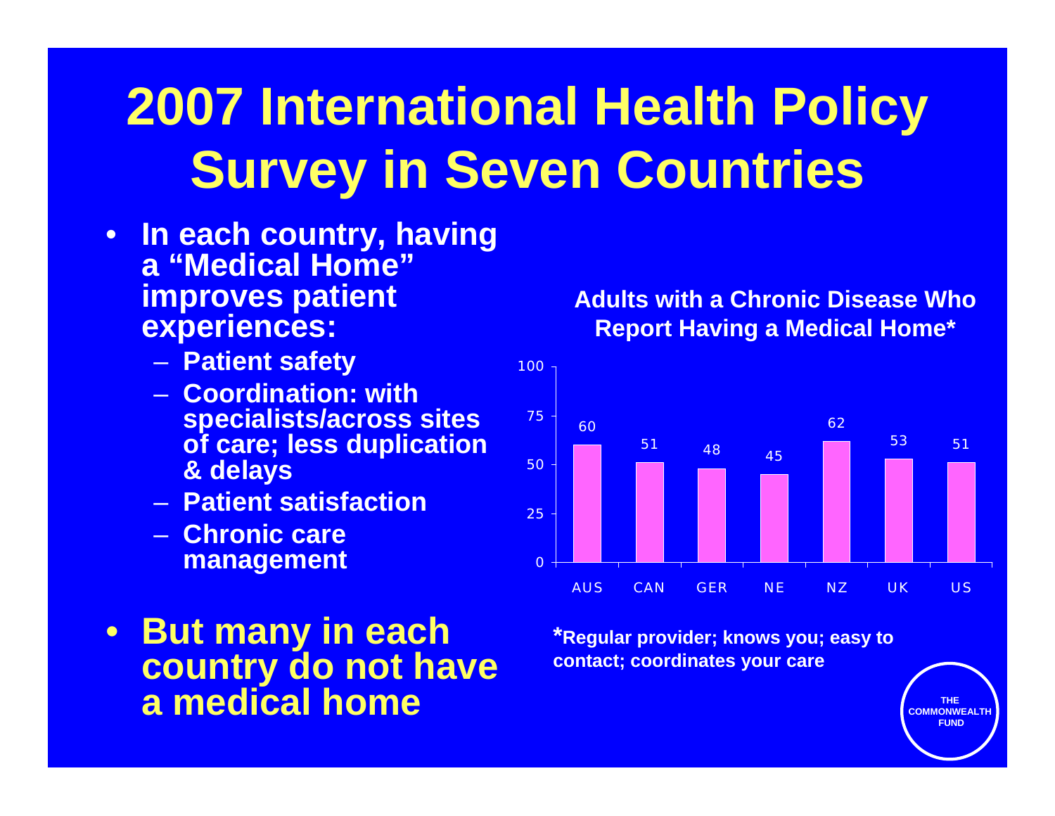# 2007 International Health Policy Survey in Seven Countries

- **In each country, having a "Medical Home" improves patient experiences:**
  - **Patient safety**
  - **Coordination: with specialists/across sites of care; less duplication & delays**
  - **Patient satisfaction**
  - **Chronic care management**
- **But many in each country do not have a medical home**

**Adults with a Chronic Disease Who Report Having a Medical Home***

| Country | Percent |
| --- | --- |
| AUS | 60 |
| CAN | 51 |
| GER | 48 |
| NE | 45 |
| NZ | 62 |
| UK | 53 |
| US | 51 |

***Regular provider; knows you; easy to contact; coordinates your care**

THE COMMONWEALTH FUND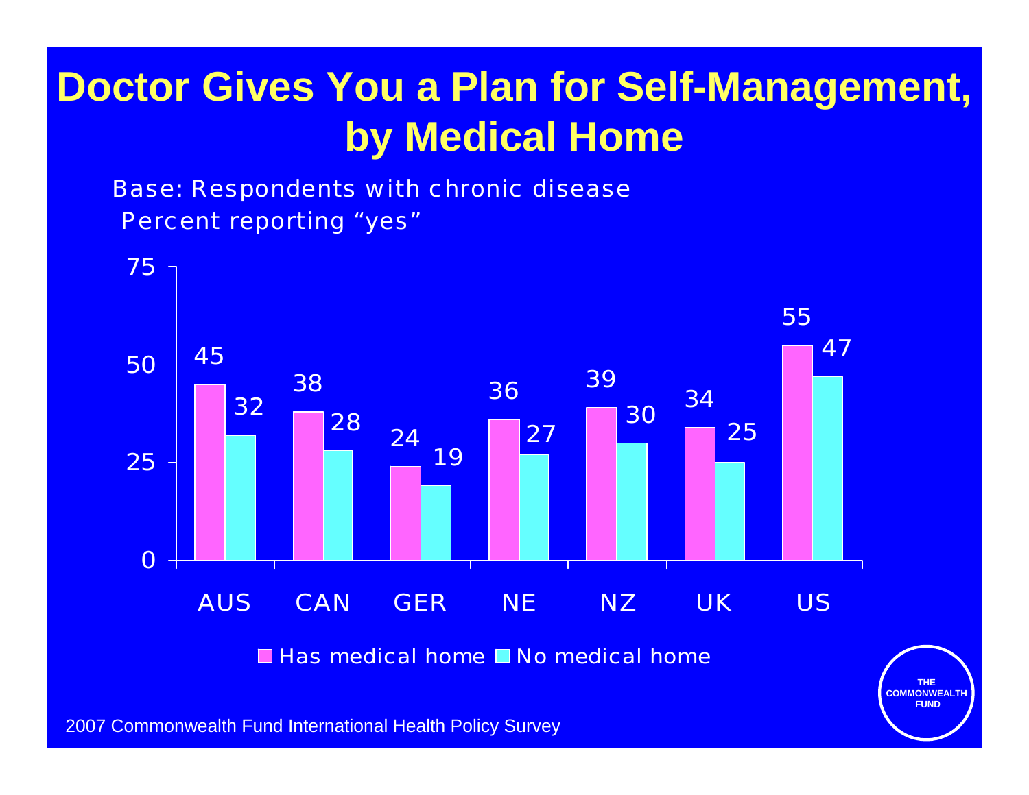# Doctor Gives You a Plan for Self-Management, by Medical Home

Base: Respondents with chronic disease
Percent reporting "yes"

| | Has medical home | No medical home |
|---|---|---|
| AUS | 45 | 32 |
| CAN | 38 | 28 |
| GER | 24 | 19 |
| NE | 36 | 27 |
| NZ | 39 | 30 |
| UK | 34 | 25 |
| US | 55 | 47 |

2007 Commonwealth Fund International Health Policy Survey

THE COMMONWEALTH FUND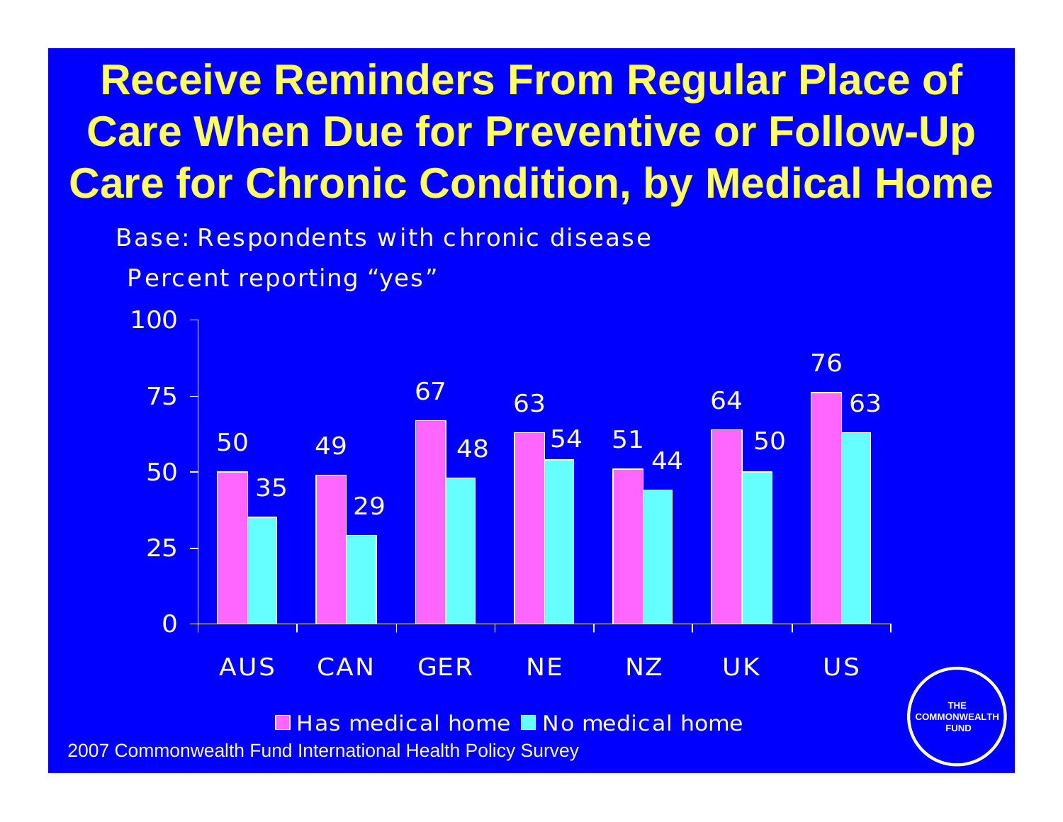# Receive Reminders From Regular Place of Care When Due for Preventive or Follow-Up Care for Chronic Condition, by Medical Home

Base: Respondents with chronic disease

Percent reporting "yes"

| | Has medical home | No medical home |
|---|---|---|
| AUS | 50 | 35 |
| CAN | 49 | 29 |
| GER | 67 | 48 |
| NE | 63 | 54 |
| NZ | 51 | 44 |
| UK | 64 | 50 |
| US | 76 | 63 |

2007 Commonwealth Fund International Health Policy Survey

THE COMMONWEALTH FUND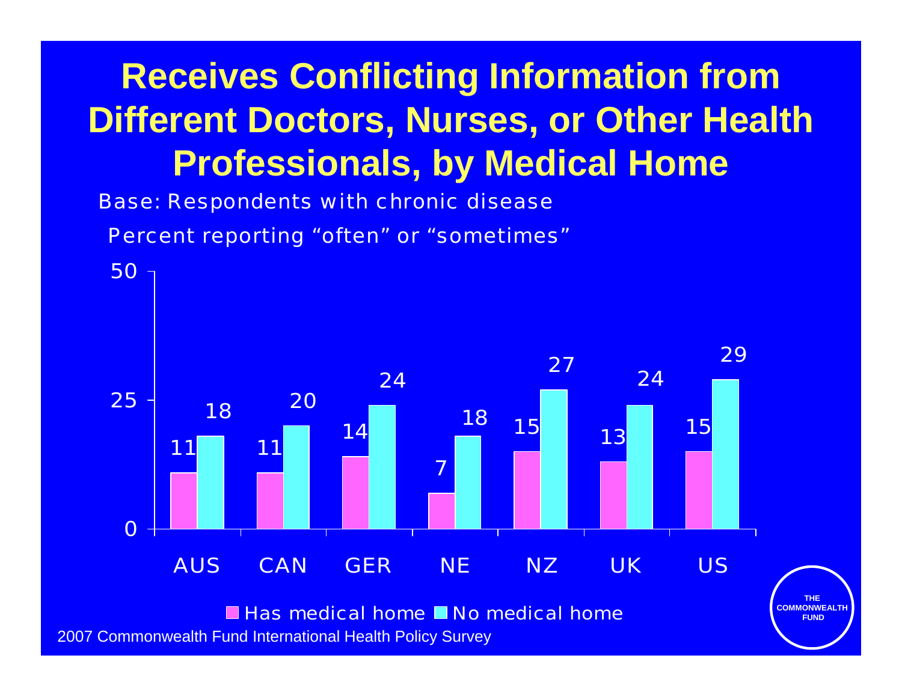# Receives Conflicting Information from Different Doctors, Nurses, or Other Health Professionals, by Medical Home

Base: Respondents with chronic disease

Percent reporting "often" or "sometimes"

| | AUS | CAN | GER | NE | NZ | UK | US |
|---|---|---|---|---|---|---|---|
| Has medical home | 11 | 11 | 14 | 7 | 15 | 13 | 15 |
| No medical home | 18 | 20 | 24 | 18 | 27 | 24 | 29 |

2007 Commonwealth Fund International Health Policy Survey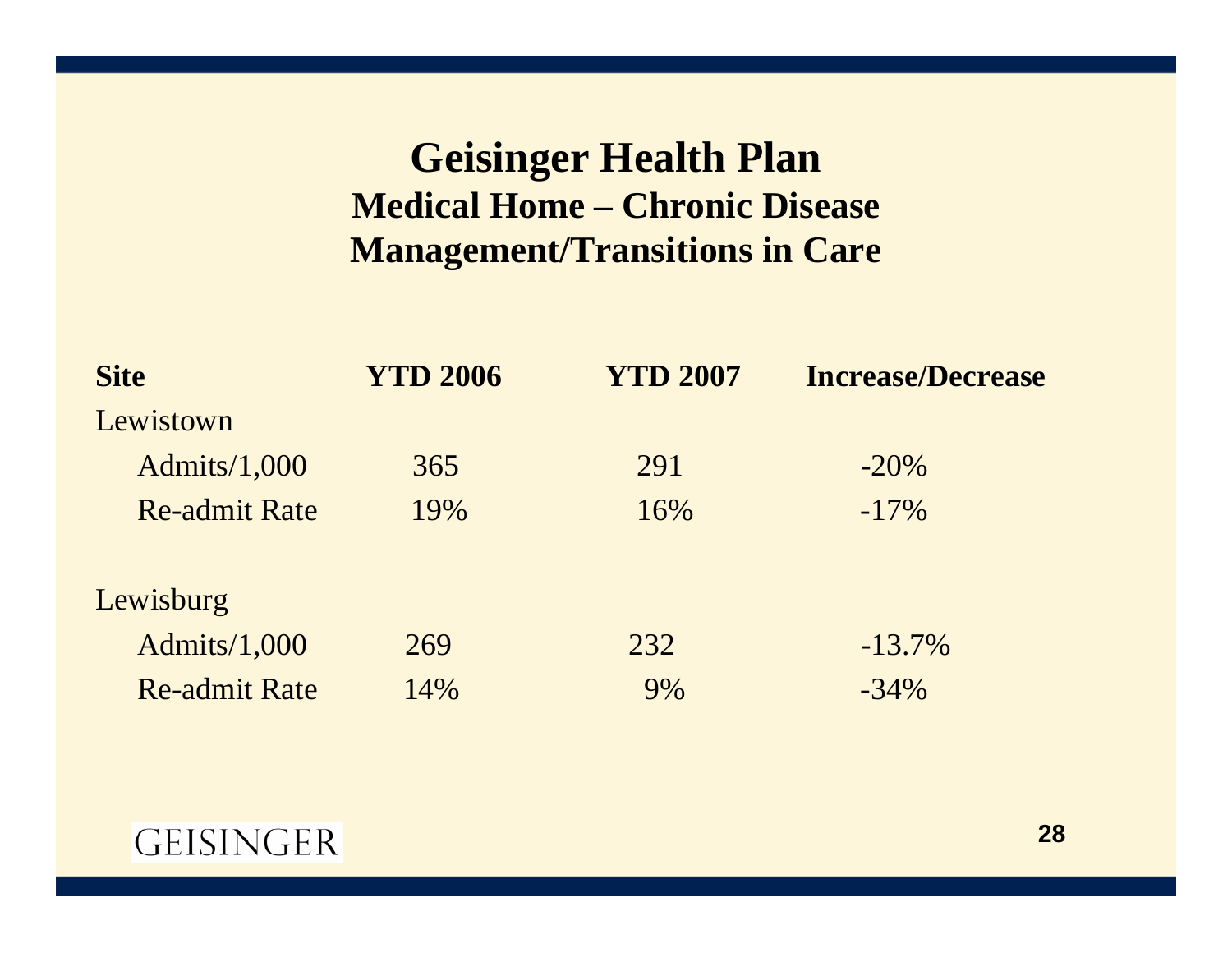# Geisinger Health Plan

## Medical Home – Chronic Disease Management/Transitions in Care

| Site | YTD 2006 | YTD 2007 | Increase/Decrease |
|---|---|---|---|
| Lewistown | | | |
| Admits/1,000 | 365 | 291 | -20% |
| Re-admit Rate | 19% | 16% | -17% |
| Lewisburg | | | |
| Admits/1,000 | 269 | 232 | -13.7% |
| Re-admit Rate | 14% | 9% | -34% |

GEISINGER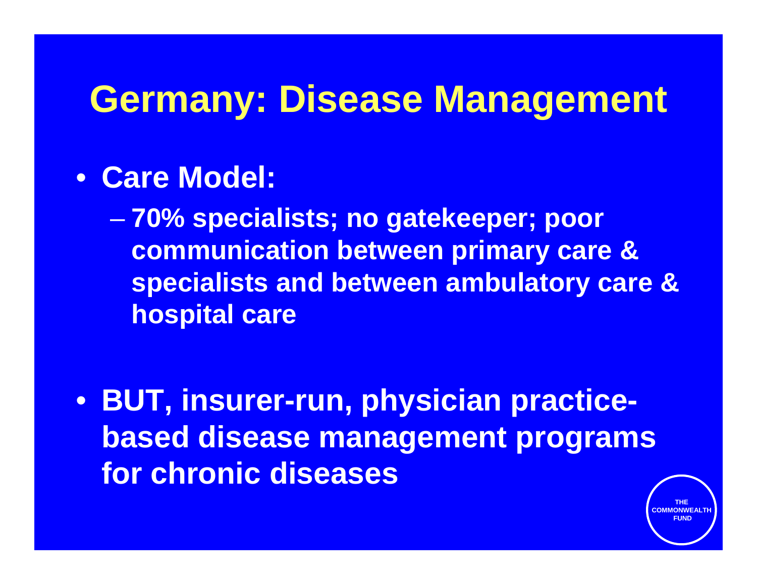# Germany: Disease Management

- **Care Model:**
  - **70% specialists; no gatekeeper; poor communication between primary care & specialists and between ambulatory care & hospital care**

- **BUT, insurer-run, physician practice-based disease management programs for chronic diseases**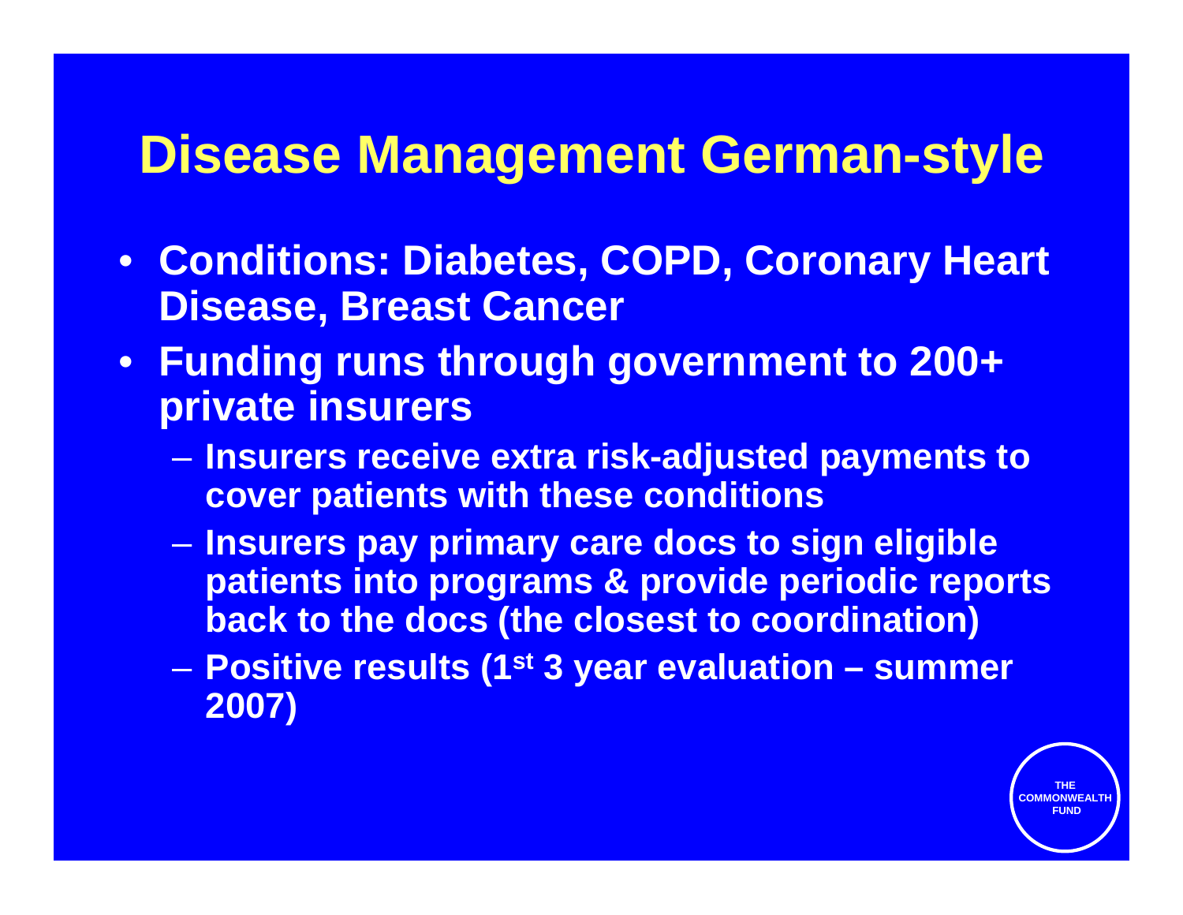# Disease Management German-style

- **Conditions: Diabetes, COPD, Coronary Heart Disease, Breast Cancer**
- **Funding runs through government to 200+ private insurers**
  - **Insurers receive extra risk-adjusted payments to cover patients with these conditions**
  - **Insurers pay primary care docs to sign eligible patients into programs & provide periodic reports back to the docs (the closest to coordination)**
  - **Positive results (1st 3 year evaluation – summer 2007)**

THE COMMONWEALTH FUND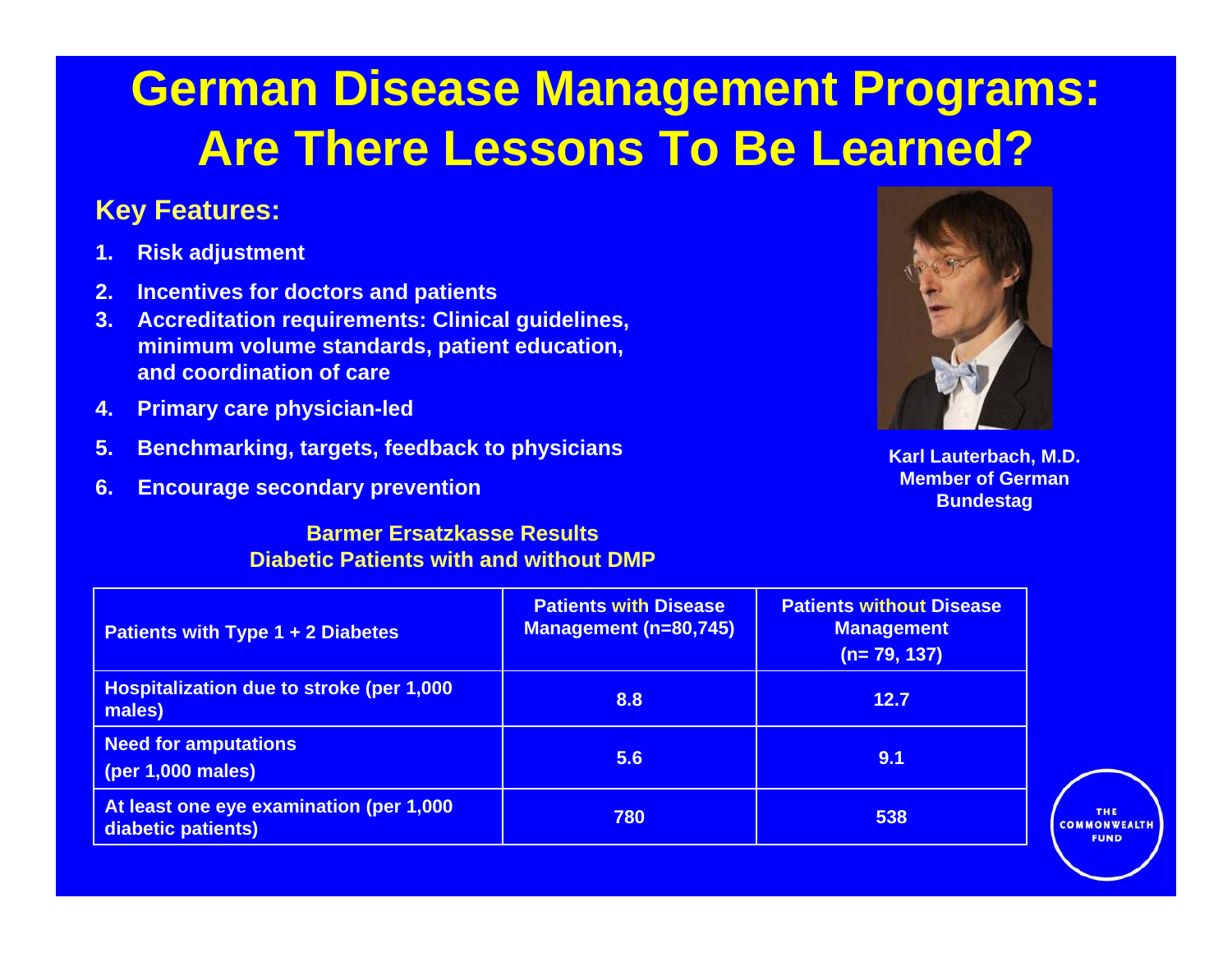# German Disease Management Programs: Are There Lessons To Be Learned?

**Key Features:**

1. **Risk adjustment**
2. **Incentives for doctors and patients**
3. **Accreditation requirements: Clinical guidelines, minimum volume standards, patient education, and coordination of care**
4. **Primary care physician-led**
5. **Benchmarking, targets, feedback to physicians**
6. **Encourage secondary prevention**

**Karl Lauterbach, M.D.**
**Member of German Bundestag**

**Barmer Ersatzkasse Results**
**Diabetic Patients with and without DMP**

| Patients with Type 1 + 2 Diabetes | Patients with Disease Management (n=80,745) | Patients without Disease Management (n= 79, 137) |
|---|---|---|
| Hospitalization due to stroke (per 1,000 males) | 8.8 | 12.7 |
| Need for amputations (per 1,000 males) | 5.6 | 9.1 |
| At least one eye examination (per 1,000 diabetic patients) | 780 | 538 |

THE COMMONWEALTH FUND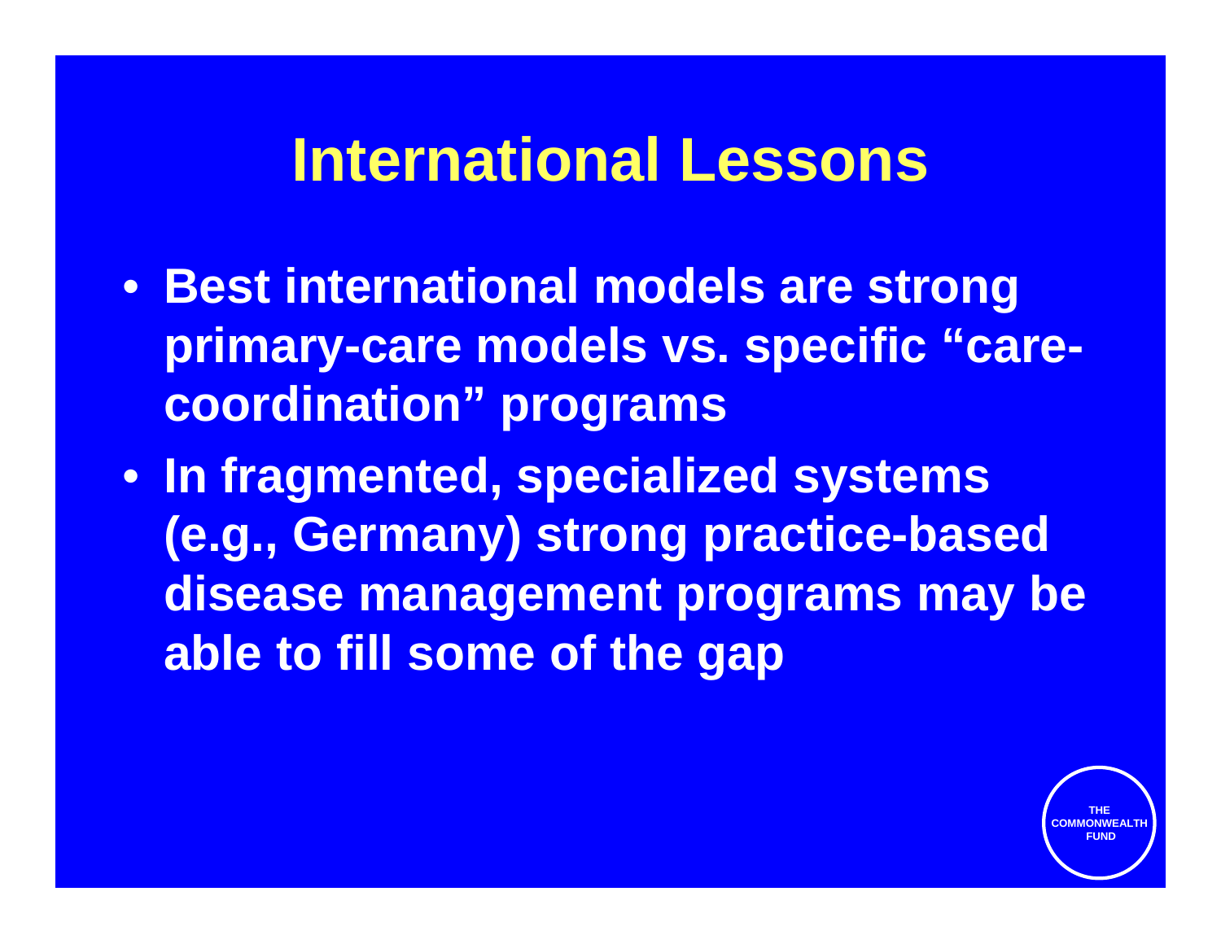# International Lessons

- Best international models are strong primary-care models vs. specific "care-coordination" programs
- In fragmented, specialized systems (e.g., Germany) strong practice-based disease management programs may be able to fill some of the gap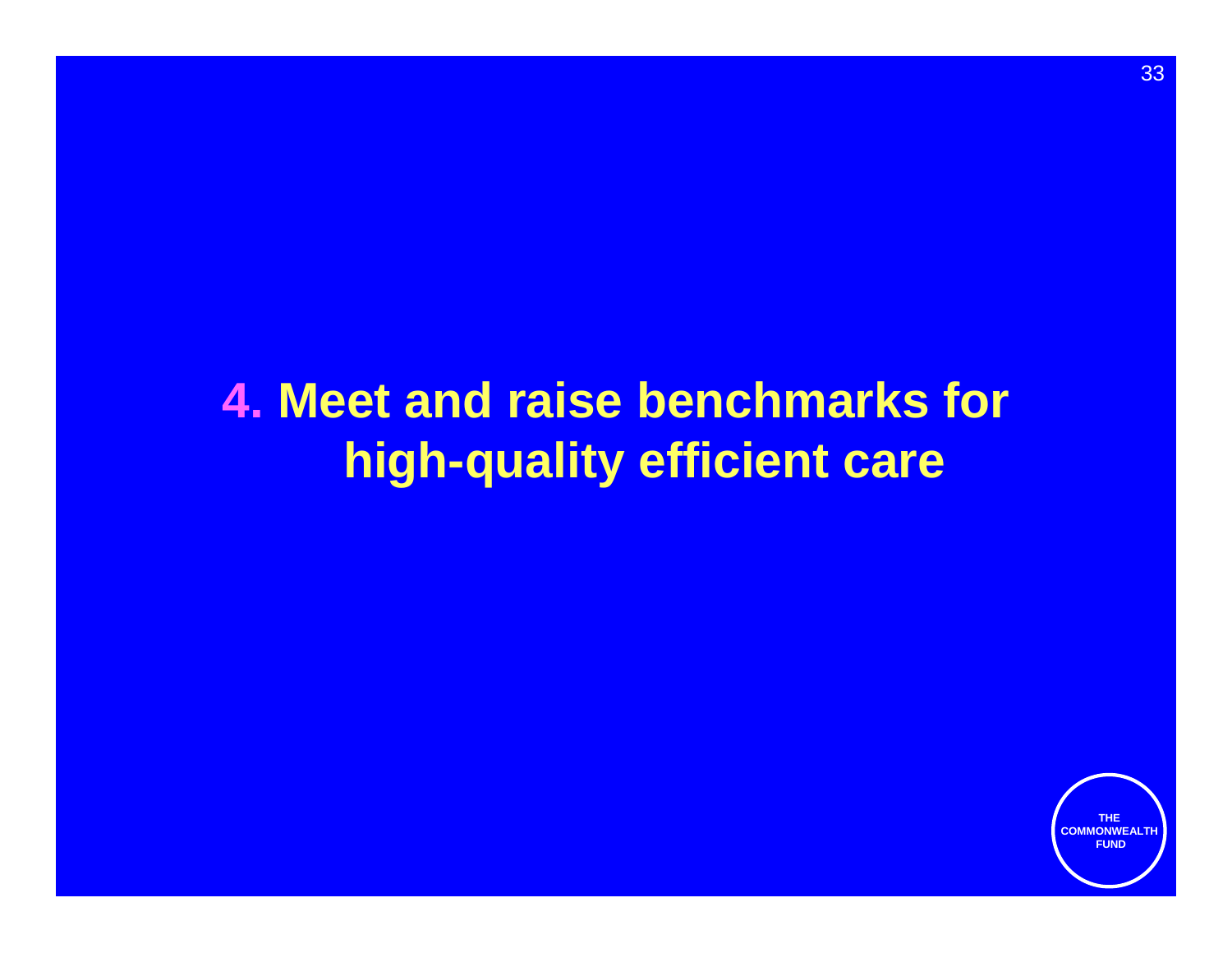# 4. Meet and raise benchmarks for high-quality efficient care

THE COMMONWEALTH FUND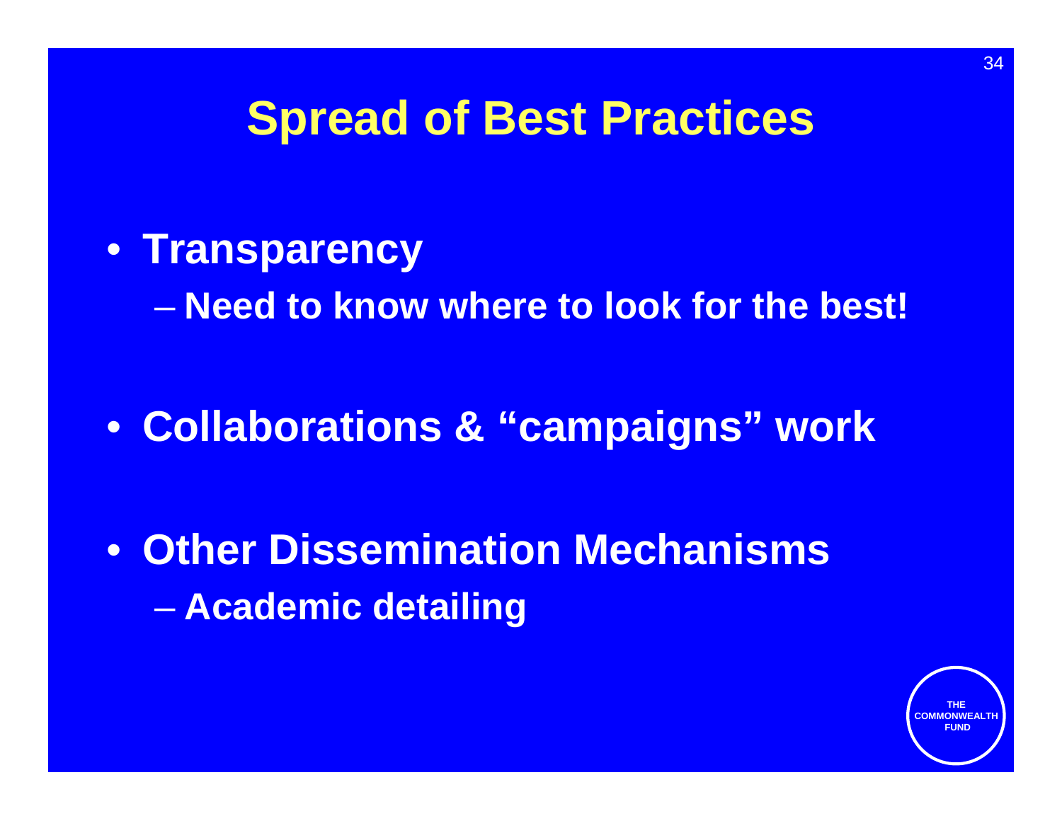# Spread of Best Practices

- **Transparency**
  - **Need to know where to look for the best!**
- **Collaborations & "campaigns" work**
- **Other Dissemination Mechanisms**
  - **Academic detailing**

THE COMMONWEALTH FUND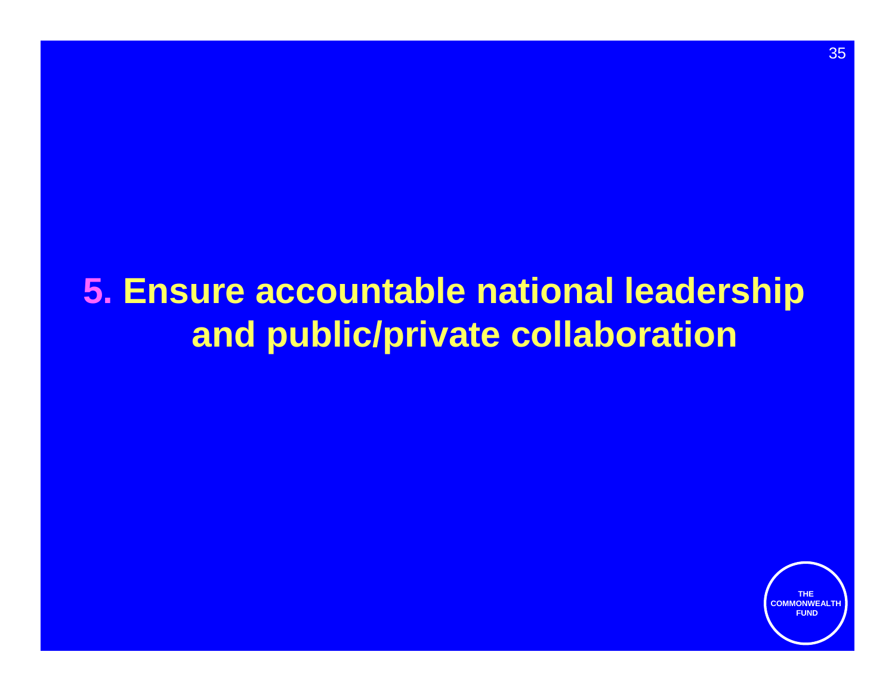# 5. Ensure accountable national leadership and public/private collaboration

THE COMMONWEALTH FUND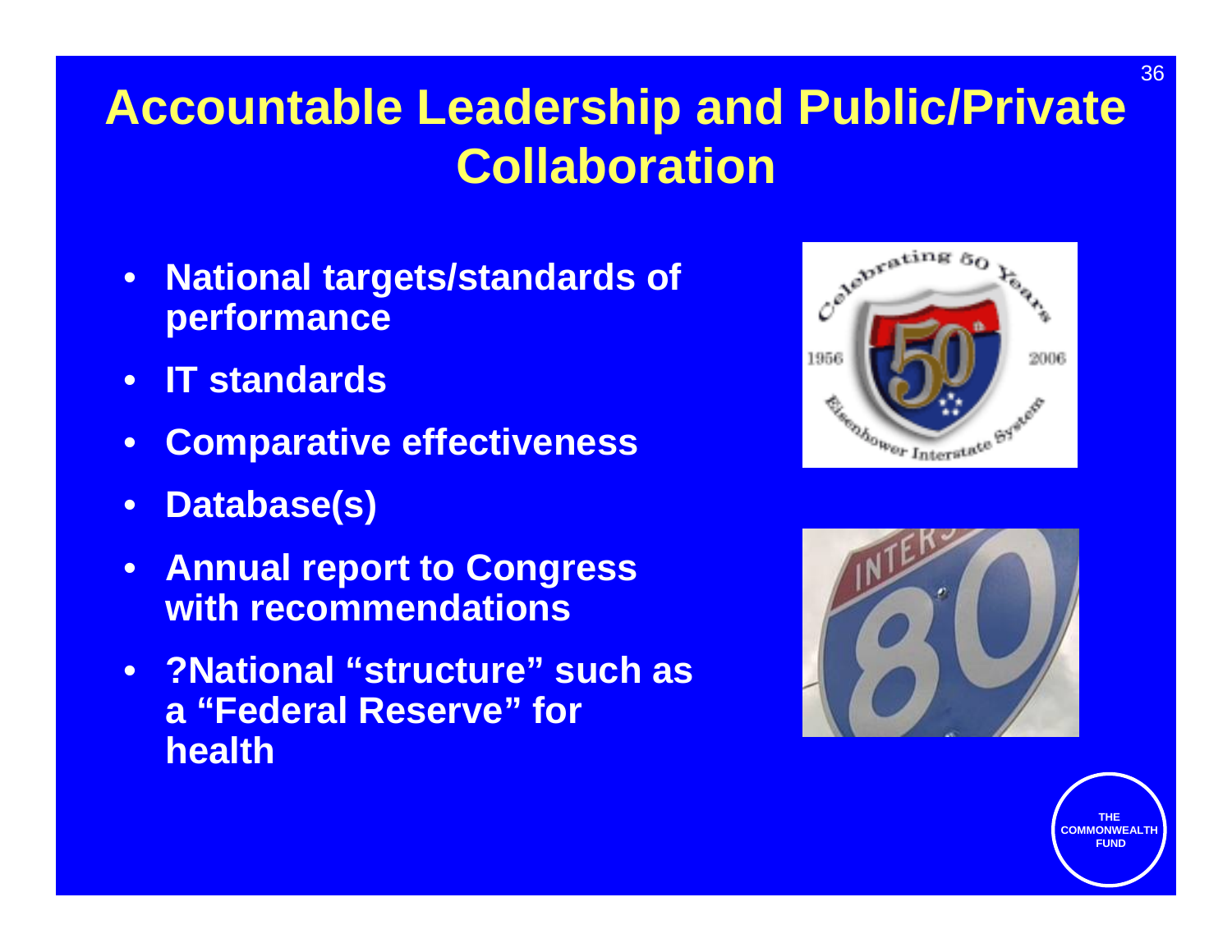# Accountable Leadership and Public/Private Collaboration

- **National targets/standards of performance**
- **IT standards**
- **Comparative effectiveness**
- **Database(s)**
- **Annual report to Congress with recommendations**
- **?National "structure" such as a "Federal Reserve" for health**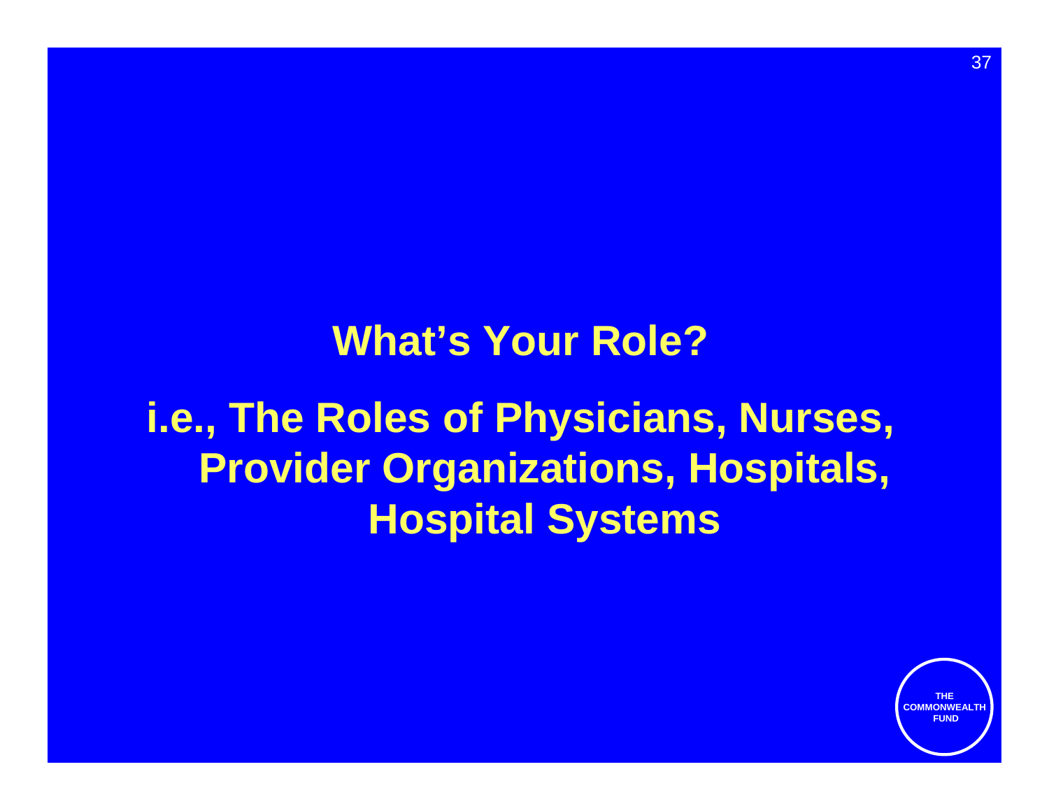# What's Your Role?

## i.e., The Roles of Physicians, Nurses, Provider Organizations, Hospitals, Hospital Systems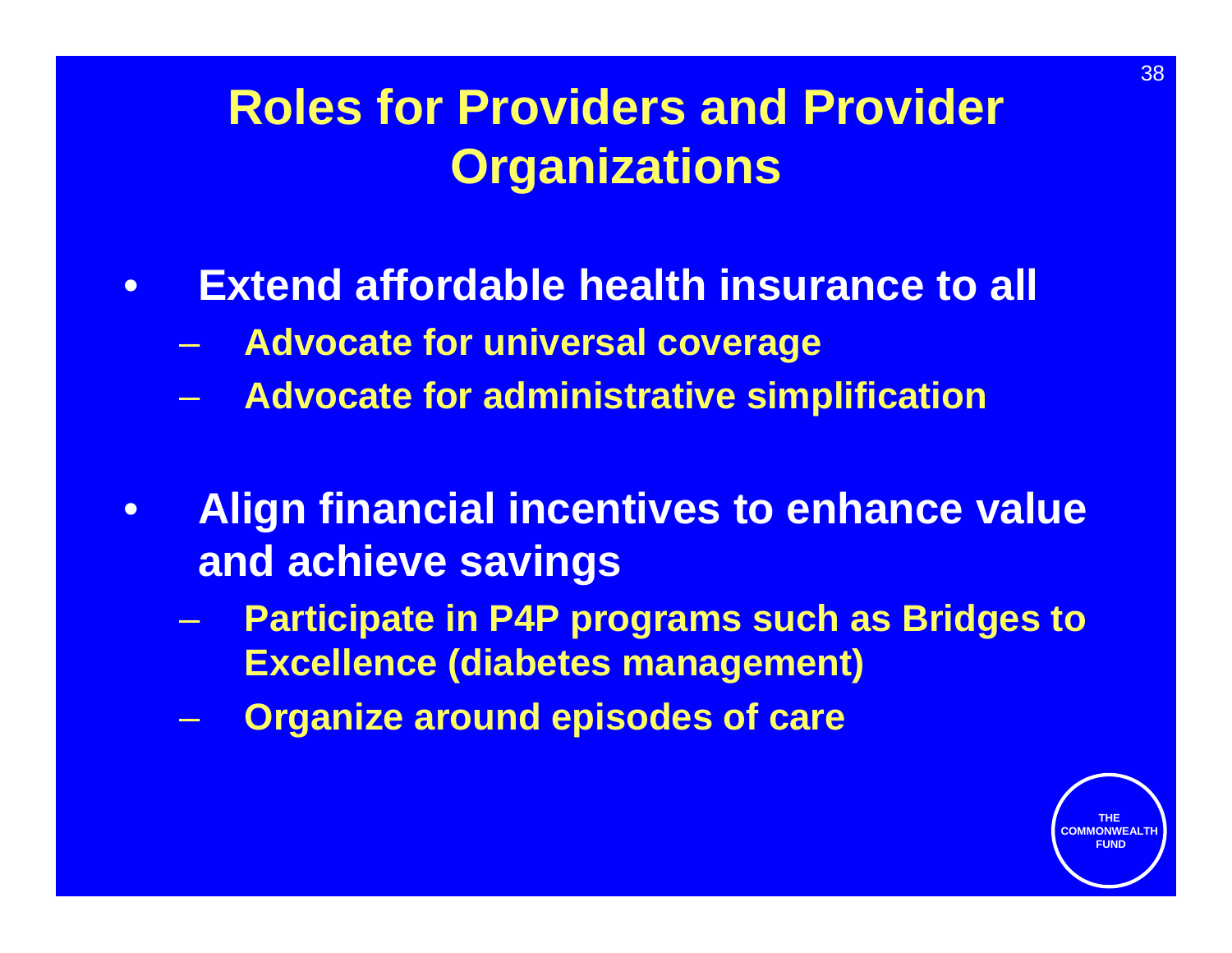# Roles for Providers and Provider Organizations

- **Extend affordable health insurance to all**
  - **Advocate for universal coverage**
  - **Advocate for administrative simplification**

- **Align financial incentives to enhance value and achieve savings**
  - **Participate in P4P programs such as Bridges to Excellence (diabetes management)**
  - **Organize around episodes of care**

THE COMMONWEALTH FUND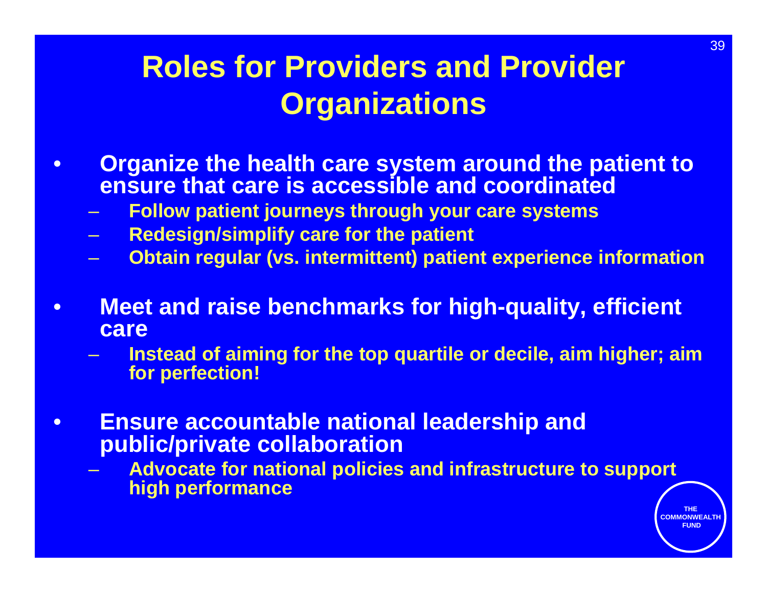# Roles for Providers and Provider Organizations

- **Organize the health care system around the patient to ensure that care is accessible and coordinated**
  - **Follow patient journeys through your care systems**
  - **Redesign/simplify care for the patient**
  - **Obtain regular (vs. intermittent) patient experience information**

- **Meet and raise benchmarks for high-quality, efficient care**
  - **Instead of aiming for the top quartile or decile, aim higher; aim for perfection!**

- **Ensure accountable national leadership and public/private collaboration**
  - **Advocate for national policies and infrastructure to support high performance**

THE COMMONWEALTH FUND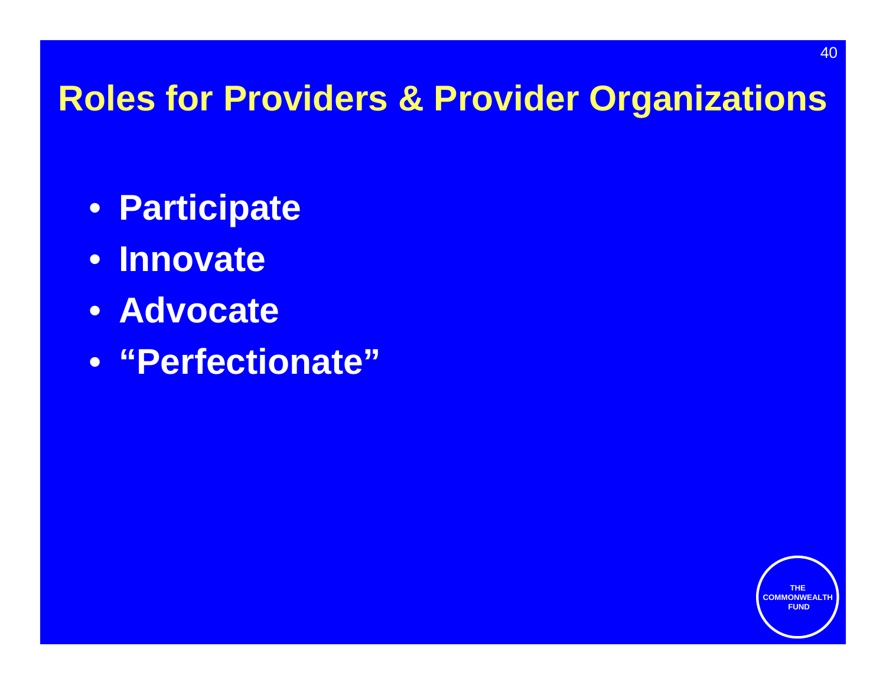# Roles for Providers & Provider Organizations

- **Participate**
- **Innovate**
- **Advocate**
- **“Perfectionate”**

THE COMMONWEALTH FUND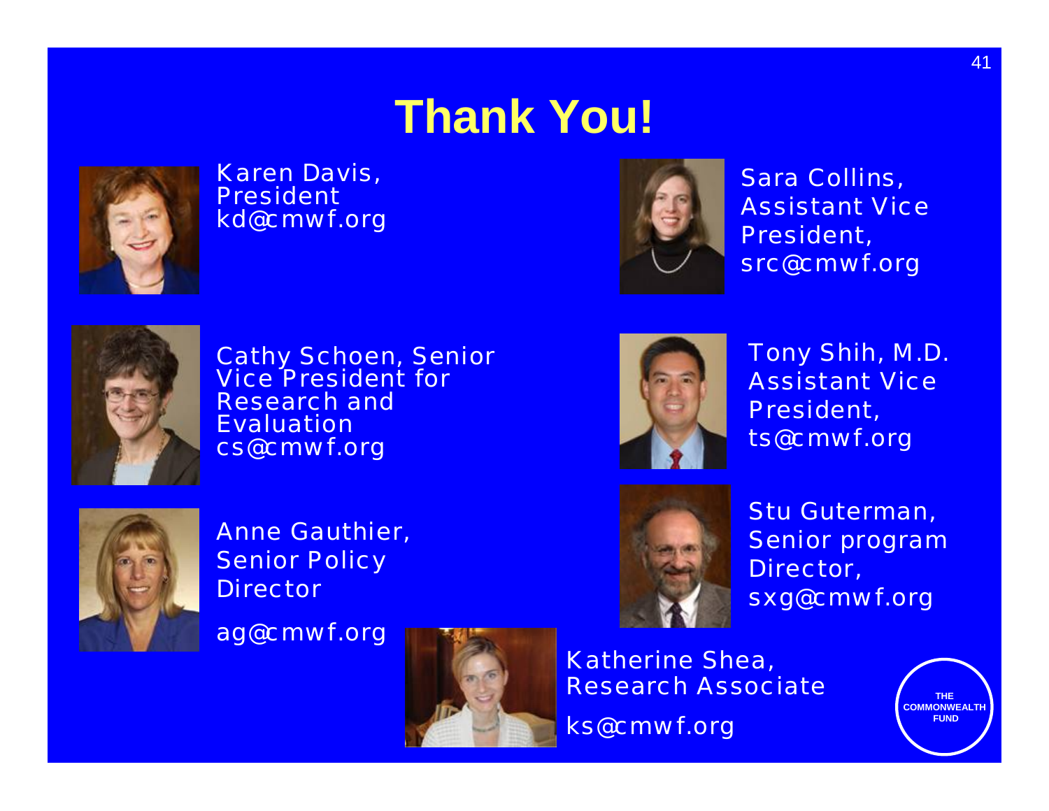# Thank You!

Karen Davis, President
kd@cmwf.org

Sara Collins, Assistant Vice President,
src@cmwf.org

Cathy Schoen, Senior Vice President for Research and Evaluation
cs@cmwf.org

Tony Shih, M.D. Assistant Vice President,
ts@cmwf.org

Anne Gauthier, Senior Policy Director

ag@cmwf.org

Stu Guterman, Senior program Director,
sxg@cmwf.org

Katherine Shea, Research Associate

ks@cmwf.org

THE COMMONWEALTH FUND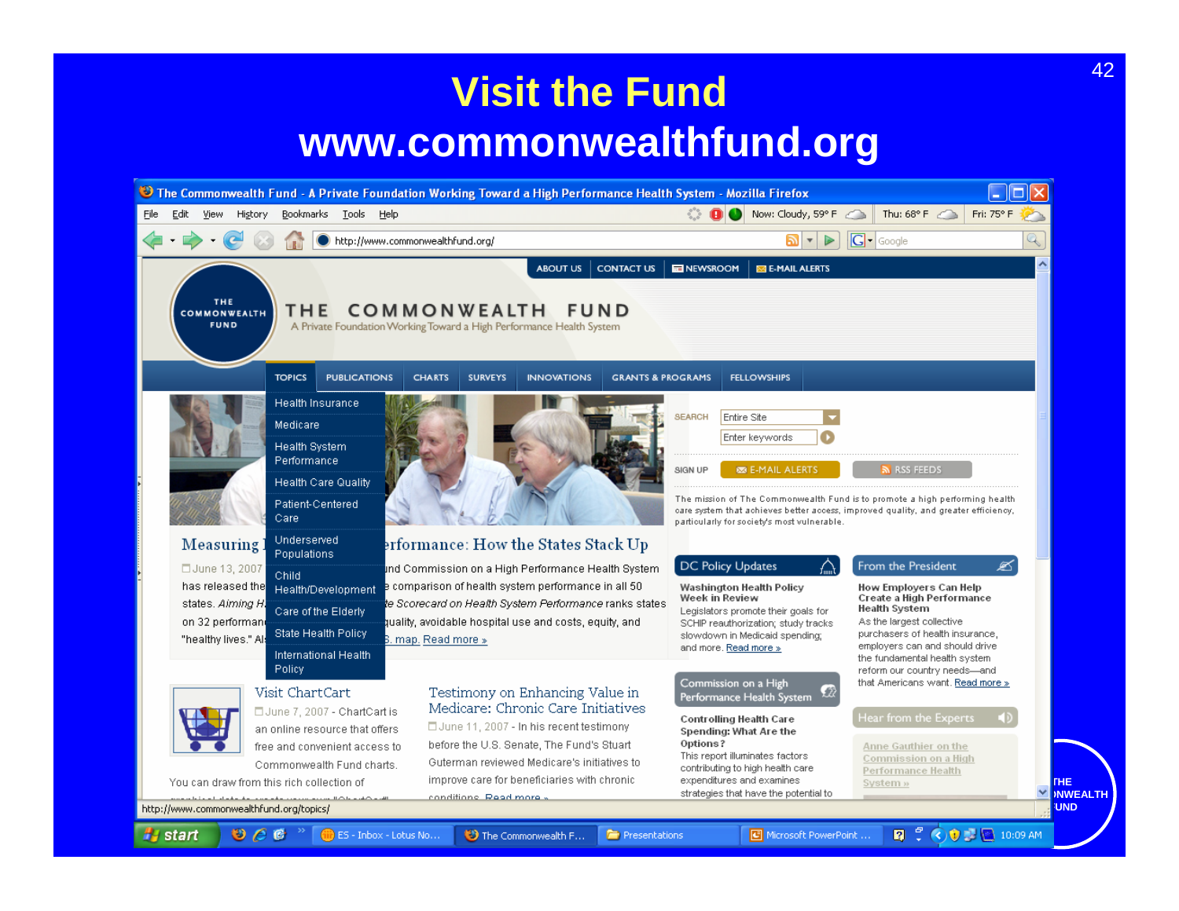# Visit the Fund

## www.commonwealthfund.org